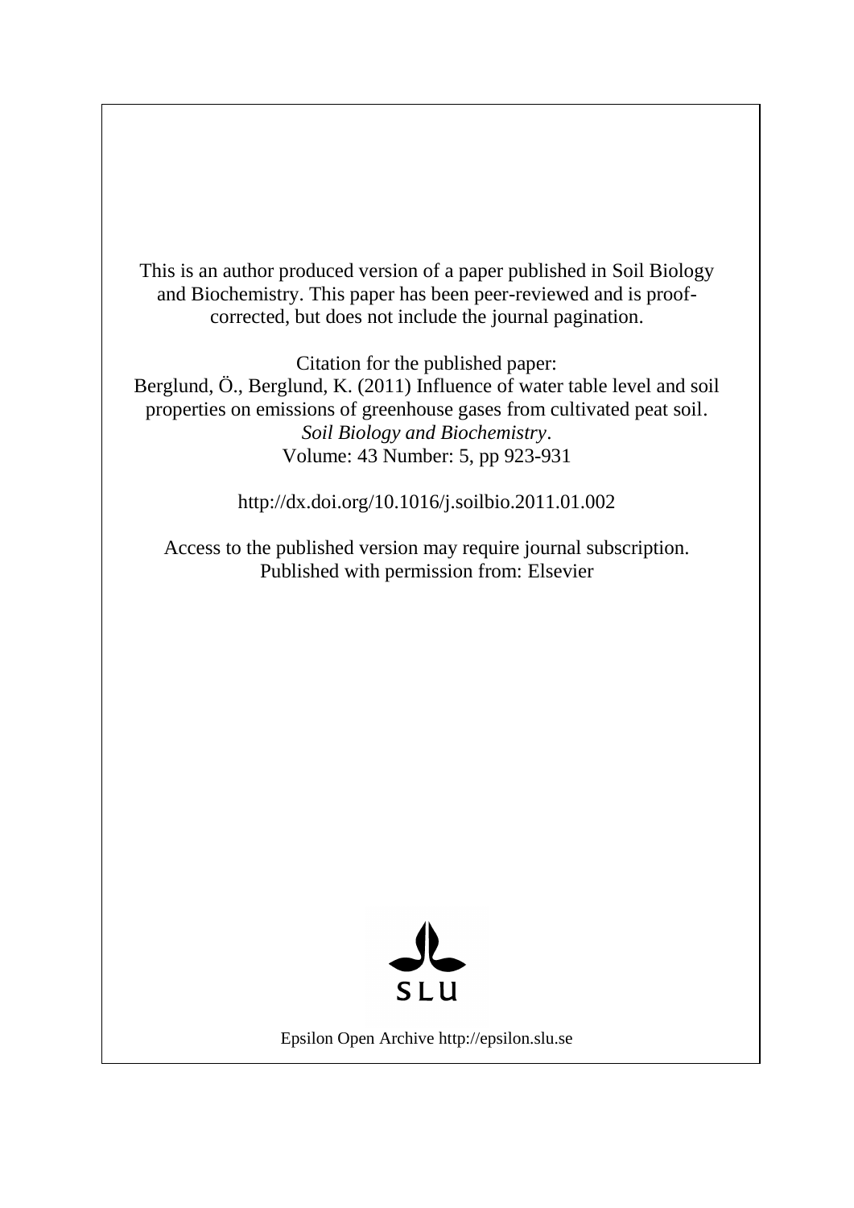This is an author produced version of a paper published in Soil Biology and Biochemistry. This paper has been peer-reviewed and is proof-corrected, but does not include the journal pagination.

Citation for the published paper:
Berglund, Ö., Berglund, K. (2011) Influence of water table level and soil properties on emissions of greenhouse gases from cultivated peat soil. *Soil Biology and Biochemistry*.
Volume: 43 Number: 5, pp 923-931

http://dx.doi.org/10.1016/j.soilbio.2011.01.002

Access to the published version may require journal subscription.
Published with permission from: Elsevier

SLU

Epsilon Open Archive http://epsilon.slu.se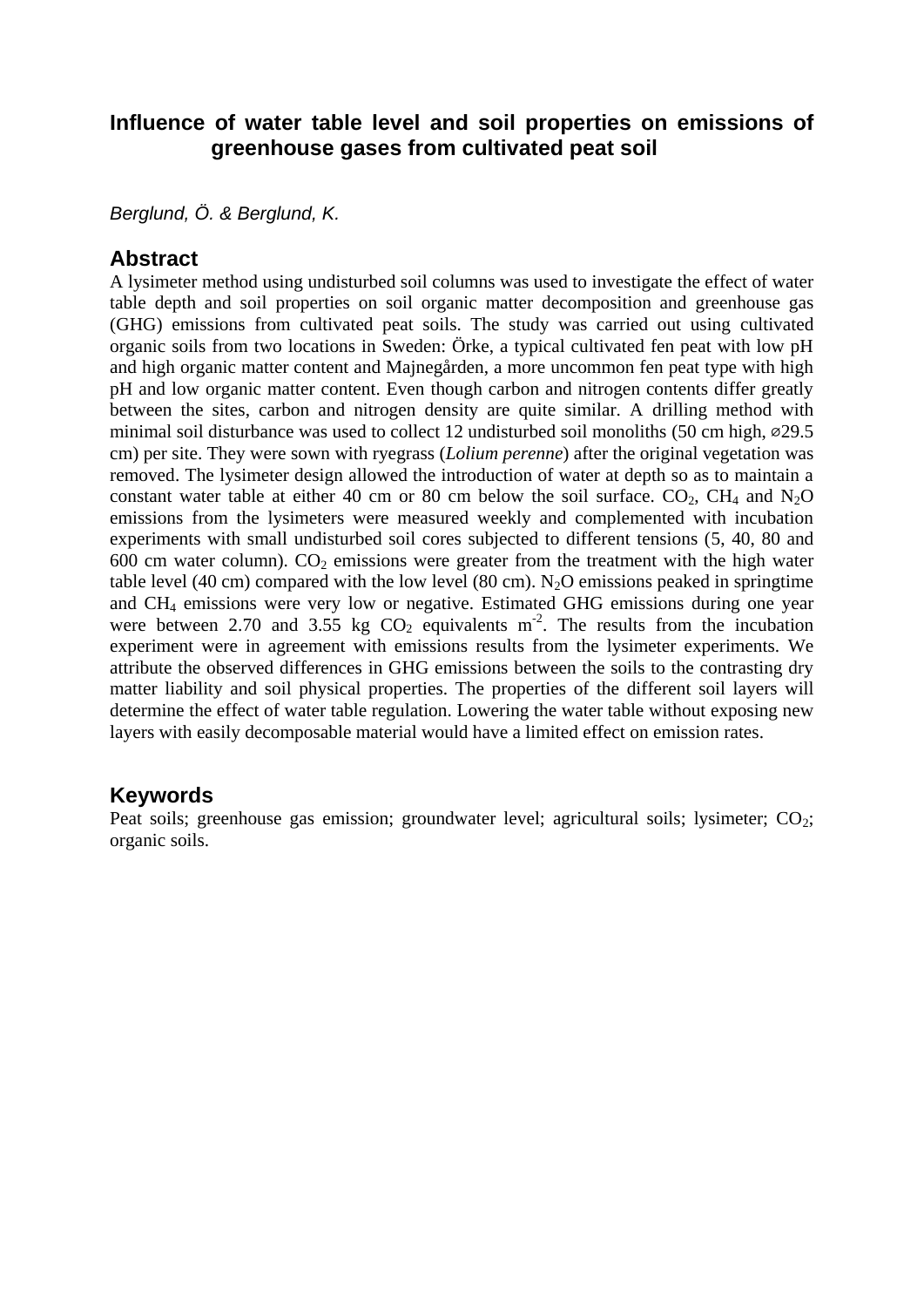# Influence of water table level and soil properties on emissions of greenhouse gases from cultivated peat soil

*Berglund, Ö. & Berglund, K.*

## Abstract

A lysimeter method using undisturbed soil columns was used to investigate the effect of water table depth and soil properties on soil organic matter decomposition and greenhouse gas (GHG) emissions from cultivated peat soils. The study was carried out using cultivated organic soils from two locations in Sweden: Örke, a typical cultivated fen peat with low pH and high organic matter content and Majnegården, a more uncommon fen peat type with high pH and low organic matter content. Even though carbon and nitrogen contents differ greatly between the sites, carbon and nitrogen density are quite similar. A drilling method with minimal soil disturbance was used to collect 12 undisturbed soil monoliths (50 cm high, ⌀29.5 cm) per site. They were sown with ryegrass (*Lolium perenne*) after the original vegetation was removed. The lysimeter design allowed the introduction of water at depth so as to maintain a constant water table at either 40 cm or 80 cm below the soil surface. $CO_2$, $CH_4$ and $N_2O$ emissions from the lysimeters were measured weekly and complemented with incubation experiments with small undisturbed soil cores subjected to different tensions (5, 40, 80 and 600 cm water column). $CO_2$ emissions were greater from the treatment with the high water table level (40 cm) compared with the low level (80 cm). $N_2O$ emissions peaked in springtime and $CH_4$ emissions were very low or negative. Estimated GHG emissions during one year were between 2.70 and 3.55 kg $CO_2$ equivalents $m^{-2}$. The results from the incubation experiment were in agreement with emissions results from the lysimeter experiments. We attribute the observed differences in GHG emissions between the soils to the contrasting dry matter liability and soil physical properties. The properties of the different soil layers will determine the effect of water table regulation. Lowering the water table without exposing new layers with easily decomposable material would have a limited effect on emission rates.

## Keywords

Peat soils; greenhouse gas emission; groundwater level; agricultural soils; lysimeter; $CO_2$; organic soils.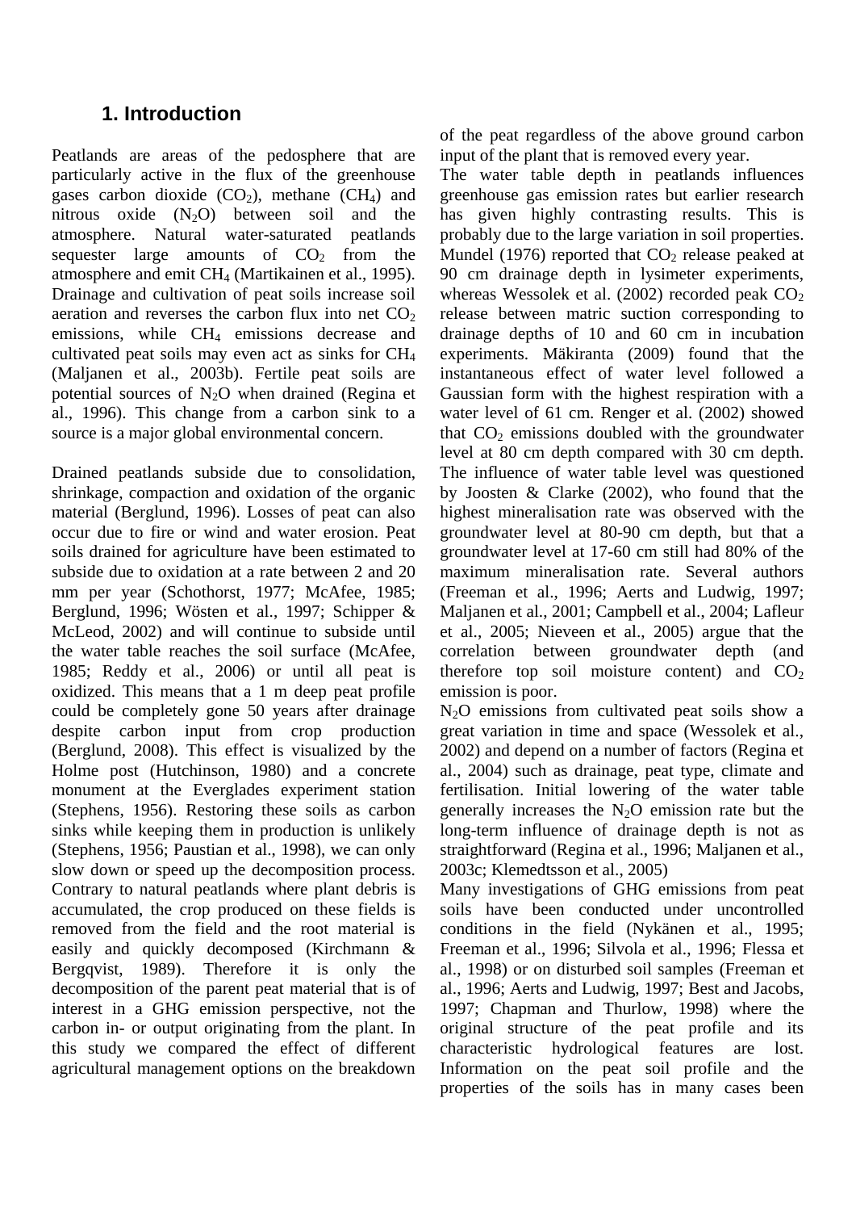# 1. Introduction

Peatlands are areas of the pedosphere that are particularly active in the flux of the greenhouse gases carbon dioxide ($CO_2$), methane ($CH_4$) and nitrous oxide ($N_2O$) between soil and the atmosphere. Natural water-saturated peatlands sequester large amounts of $CO_2$ from the atmosphere and emit $CH_4$ (Martikainen et al., 1995). Drainage and cultivation of peat soils increase soil aeration and reverses the carbon flux into net $CO_2$ emissions, while $CH_4$ emissions decrease and cultivated peat soils may even act as sinks for $CH_4$ (Maljanen et al., 2003b). Fertile peat soils are potential sources of $N_2O$ when drained (Regina et al., 1996). This change from a carbon sink to a source is a major global environmental concern.

Drained peatlands subside due to consolidation, shrinkage, compaction and oxidation of the organic material (Berglund, 1996). Losses of peat can also occur due to fire or wind and water erosion. Peat soils drained for agriculture have been estimated to subside due to oxidation at a rate between 2 and 20 mm per year (Schothorst, 1977; McAfee, 1985; Berglund, 1996; Wösten et al., 1997; Schipper & McLeod, 2002) and will continue to subside until the water table reaches the soil surface (McAfee, 1985; Reddy et al., 2006) or until all peat is oxidized. This means that a 1 m deep peat profile could be completely gone 50 years after drainage despite carbon input from crop production (Berglund, 2008). This effect is visualized by the Holme post (Hutchinson, 1980) and a concrete monument at the Everglades experiment station (Stephens, 1956). Restoring these soils as carbon sinks while keeping them in production is unlikely (Stephens, 1956; Paustian et al., 1998), we can only slow down or speed up the decomposition process. Contrary to natural peatlands where plant debris is accumulated, the crop produced on these fields is removed from the field and the root material is easily and quickly decomposed (Kirchmann & Bergqvist, 1989). Therefore it is only the decomposition of the parent peat material that is of interest in a GHG emission perspective, not the carbon in- or output originating from the plant. In this study we compared the effect of different agricultural management options on the breakdown of the peat regardless of the above ground carbon input of the plant that is removed every year.

The water table depth in peatlands influences greenhouse gas emission rates but earlier research has given highly contrasting results. This is probably due to the large variation in soil properties. Mundel (1976) reported that $CO_2$ release peaked at 90 cm drainage depth in lysimeter experiments, whereas Wessolek et al. (2002) recorded peak $CO_2$ release between matric suction corresponding to drainage depths of 10 and 60 cm in incubation experiments. Mäkiranta (2009) found that the instantaneous effect of water level followed a Gaussian form with the highest respiration with a water level of 61 cm. Renger et al. (2002) showed that $CO_2$ emissions doubled with the groundwater level at 80 cm depth compared with 30 cm depth. The influence of water table level was questioned by Joosten & Clarke (2002), who found that the highest mineralisation rate was observed with the groundwater level at 80-90 cm depth, but that a groundwater level at 17-60 cm still had 80% of the maximum mineralisation rate. Several authors (Freeman et al., 1996; Aerts and Ludwig, 1997; Maljanen et al., 2001; Campbell et al., 2004; Lafleur et al., 2005; Nieveen et al., 2005) argue that the correlation between groundwater depth (and therefore top soil moisture content) and $CO_2$ emission is poor.

$N_2O$ emissions from cultivated peat soils show a great variation in time and space (Wessolek et al., 2002) and depend on a number of factors (Regina et al., 2004) such as drainage, peat type, climate and fertilisation. Initial lowering of the water table generally increases the $N_2O$ emission rate but the long-term influence of drainage depth is not as straightforward (Regina et al., 1996; Maljanen et al., 2003c; Klemedtsson et al., 2005)

Many investigations of GHG emissions from peat soils have been conducted under uncontrolled conditions in the field (Nykänen et al., 1995; Freeman et al., 1996; Silvola et al., 1996; Flessa et al., 1998) or on disturbed soil samples (Freeman et al., 1996; Aerts and Ludwig, 1997; Best and Jacobs, 1997; Chapman and Thurlow, 1998) where the original structure of the peat profile and its characteristic hydrological features are lost. Information on the peat soil profile and the properties of the soils has in many cases been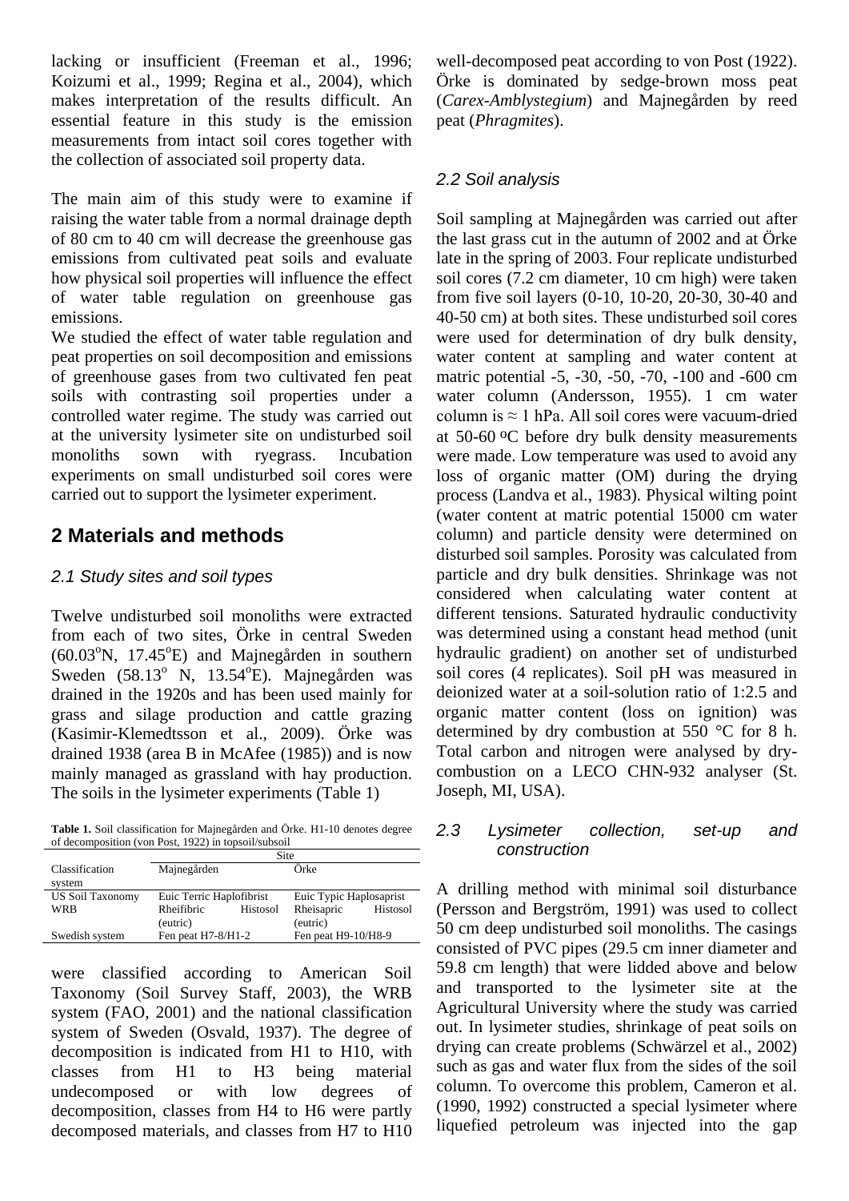lacking or insufficient (Freeman et al., 1996; Koizumi et al., 1999; Regina et al., 2004), which makes interpretation of the results difficult. An essential feature in this study is the emission measurements from intact soil cores together with the collection of associated soil property data.

The main aim of this study were to examine if raising the water table from a normal drainage depth of 80 cm to 40 cm will decrease the greenhouse gas emissions from cultivated peat soils and evaluate how physical soil properties will influence the effect of water table regulation on greenhouse gas emissions.

We studied the effect of water table regulation and peat properties on soil decomposition and emissions of greenhouse gases from two cultivated fen peat soils with contrasting soil properties under a controlled water regime. The study was carried out at the university lysimeter site on undisturbed soil monoliths sown with ryegrass. Incubation experiments on small undisturbed soil cores were carried out to support the lysimeter experiment.

## 2 Materials and methods

### 2.1 Study sites and soil types

Twelve undisturbed soil monoliths were extracted from each of two sites, Örke in central Sweden (60.03°N, 17.45°E) and Majnegården in southern Sweden (58.13° N, 13.54°E). Majnegården was drained in the 1920s and has been used mainly for grass and silage production and cattle grazing (Kasimir-Klemedtsson et al., 2009). Örke was drained 1938 (area B in McAfee (1985)) and is now mainly managed as grassland with hay production. The soils in the lysimeter experiments (Table 1)

**Table 1.** Soil classification for Majnegården and Örke. H1-10 denotes degree of decomposition (von Post, 1922) in topsoil/subsoil

| Classification system | Site | |
|---|---|---|
| | Majnegården | Örke |
| US Soil Taxonomy | Euic Terric Haplofibrist | Euic Typic Haplosaprist |
| WRB | Rheifibric Histosol (eutric) | Rheisapric Histosol (eutric) |
| Swedish system | Fen peat H7-8/H1-2 | Fen peat H9-10/H8-9 |

were classified according to American Soil Taxonomy (Soil Survey Staff, 2003), the WRB system (FAO, 2001) and the national classification system of Sweden (Osvald, 1937). The degree of decomposition is indicated from H1 to H10, with classes from H1 to H3 being material undecomposed or with low degrees of decomposition, classes from H4 to H6 were partly decomposed materials, and classes from H7 to H10 well-decomposed peat according to von Post (1922). Örke is dominated by sedge-brown moss peat (*Carex-Amblystegium*) and Majnegården by reed peat (*Phragmites*).

### 2.2 Soil analysis

Soil sampling at Majnegården was carried out after the last grass cut in the autumn of 2002 and at Örke late in the spring of 2003. Four replicate undisturbed soil cores (7.2 cm diameter, 10 cm high) were taken from five soil layers (0-10, 10-20, 20-30, 30-40 and 40-50 cm) at both sites. These undisturbed soil cores were used for determination of dry bulk density, water content at sampling and water content at matric potential -5, -30, -50, -70, -100 and -600 cm water column (Andersson, 1955). 1 cm water column is ≈ 1 hPa. All soil cores were vacuum-dried at 50-60 °C before dry bulk density measurements were made. Low temperature was used to avoid any loss of organic matter (OM) during the drying process (Landva et al., 1983). Physical wilting point (water content at matric potential 15000 cm water column) and particle density were determined on disturbed soil samples. Porosity was calculated from particle and dry bulk densities. Shrinkage was not considered when calculating water content at different tensions. Saturated hydraulic conductivity was determined using a constant head method (unit hydraulic gradient) on another set of undisturbed soil cores (4 replicates). Soil pH was measured in deionized water at a soil-solution ratio of 1:2.5 and organic matter content (loss on ignition) was determined by dry combustion at 550 °C for 8 h. Total carbon and nitrogen were analysed by dry-combustion on a LECO CHN-932 analyser (St. Joseph, MI, USA).

### 2.3 Lysimeter collection, set-up and construction

A drilling method with minimal soil disturbance (Persson and Bergström, 1991) was used to collect 50 cm deep undisturbed soil monoliths. The casings consisted of PVC pipes (29.5 cm inner diameter and 59.8 cm length) that were lidded above and below and transported to the lysimeter site at the Agricultural University where the study was carried out. In lysimeter studies, shrinkage of peat soils on drying can create problems (Schwärzel et al., 2002) such as gas and water flux from the sides of the soil column. To overcome this problem, Cameron et al. (1990, 1992) constructed a special lysimeter where liquefied petroleum was injected into the gap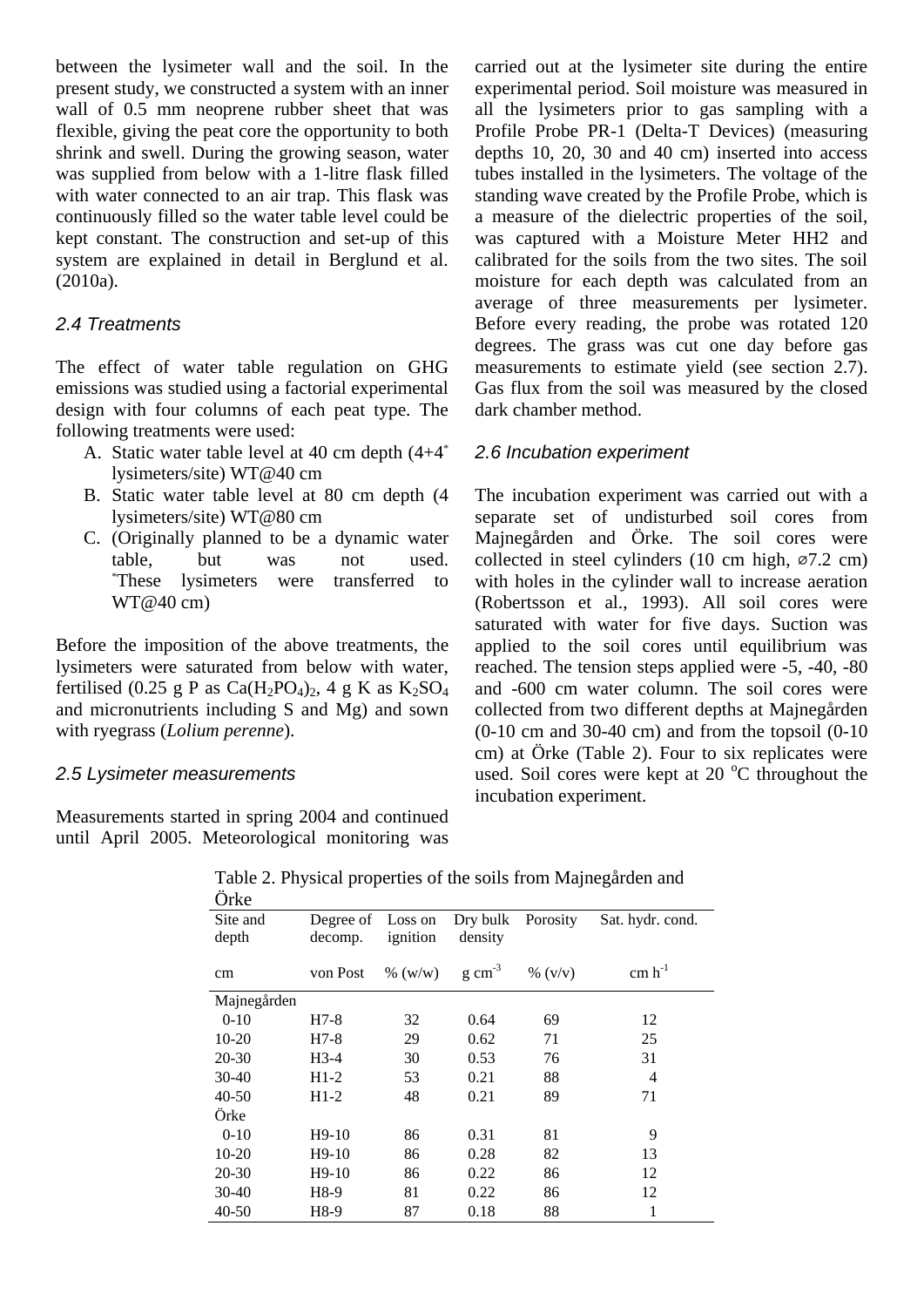between the lysimeter wall and the soil. In the present study, we constructed a system with an inner wall of 0.5 mm neoprene rubber sheet that was flexible, giving the peat core the opportunity to both shrink and swell. During the growing season, water was supplied from below with a 1-litre flask filled with water connected to an air trap. This flask was continuously filled so the water table level could be kept constant. The construction and set-up of this system are explained in detail in Berglund et al. (2010a).

### *2.4 Treatments*

The effect of water table regulation on GHG emissions was studied using a factorial experimental design with four columns of each peat type. The following treatments were used:

A. Static water table level at 40 cm depth (4+4* lysimeters/site) WT@40 cm
B. Static water table level at 80 cm depth (4 lysimeters/site) WT@80 cm
C. (Originally planned to be a dynamic water table, but was not used. *These lysimeters were transferred to WT@40 cm)

Before the imposition of the above treatments, the lysimeters were saturated from below with water, fertilised (0.25 g P as $Ca(H_2PO_4)_2$, 4 g K as $K_2SO_4$ and micronutrients including S and Mg) and sown with ryegrass (*Lolium perenne*).

### *2.5 Lysimeter measurements*

Measurements started in spring 2004 and continued until April 2005. Meteorological monitoring was carried out at the lysimeter site during the entire experimental period. Soil moisture was measured in all the lysimeters prior to gas sampling with a Profile Probe PR-1 (Delta-T Devices) (measuring depths 10, 20, 30 and 40 cm) inserted into access tubes installed in the lysimeters. The voltage of the standing wave created by the Profile Probe, which is a measure of the dielectric properties of the soil, was captured with a Moisture Meter HH2 and calibrated for the soils from the two sites. The soil moisture for each depth was calculated from an average of three measurements per lysimeter. Before every reading, the probe was rotated 120 degrees. The grass was cut one day before gas measurements to estimate yield (see section 2.7). Gas flux from the soil was measured by the closed dark chamber method.

### *2.6 Incubation experiment*

The incubation experiment was carried out with a separate set of undisturbed soil cores from Majnegården and Örke. The soil cores were collected in steel cylinders (10 cm high, ⌀7.2 cm) with holes in the cylinder wall to increase aeration (Robertsson et al., 1993). All soil cores were saturated with water for five days. Suction was applied to the soil cores until equilibrium was reached. The tension steps applied were -5, -40, -80 and -600 cm water column. The soil cores were collected from two different depths at Majnegården (0-10 cm and 30-40 cm) and from the topsoil (0-10 cm) at Örke (Table 2). Four to six replicates were used. Soil cores were kept at 20 $^oC$ throughout the incubation experiment.

Table 2. Physical properties of the soils from Majnegården and Örke

| Site and depth | Degree of decomp. | Loss on ignition | Dry bulk density | Porosity | Sat. hydr. cond. |
|---|---|---|---|---|---|
| cm | von Post | % (w/w) | g $cm^{-3}$ | % (v/v) | cm $h^{-1}$ |
| Majnegården | | | | | |
| 0-10 | H7-8 | 32 | 0.64 | 69 | 12 |
| 10-20 | H7-8 | 29 | 0.62 | 71 | 25 |
| 20-30 | H3-4 | 30 | 0.53 | 76 | 31 |
| 30-40 | H1-2 | 53 | 0.21 | 88 | 4 |
| 40-50 | H1-2 | 48 | 0.21 | 89 | 71 |
| Örke | | | | | |
| 0-10 | H9-10 | 86 | 0.31 | 81 | 9 |
| 10-20 | H9-10 | 86 | 0.28 | 82 | 13 |
| 20-30 | H9-10 | 86 | 0.22 | 86 | 12 |
| 30-40 | H8-9 | 81 | 0.22 | 86 | 12 |
| 40-50 | H8-9 | 87 | 0.18 | 88 | 1 |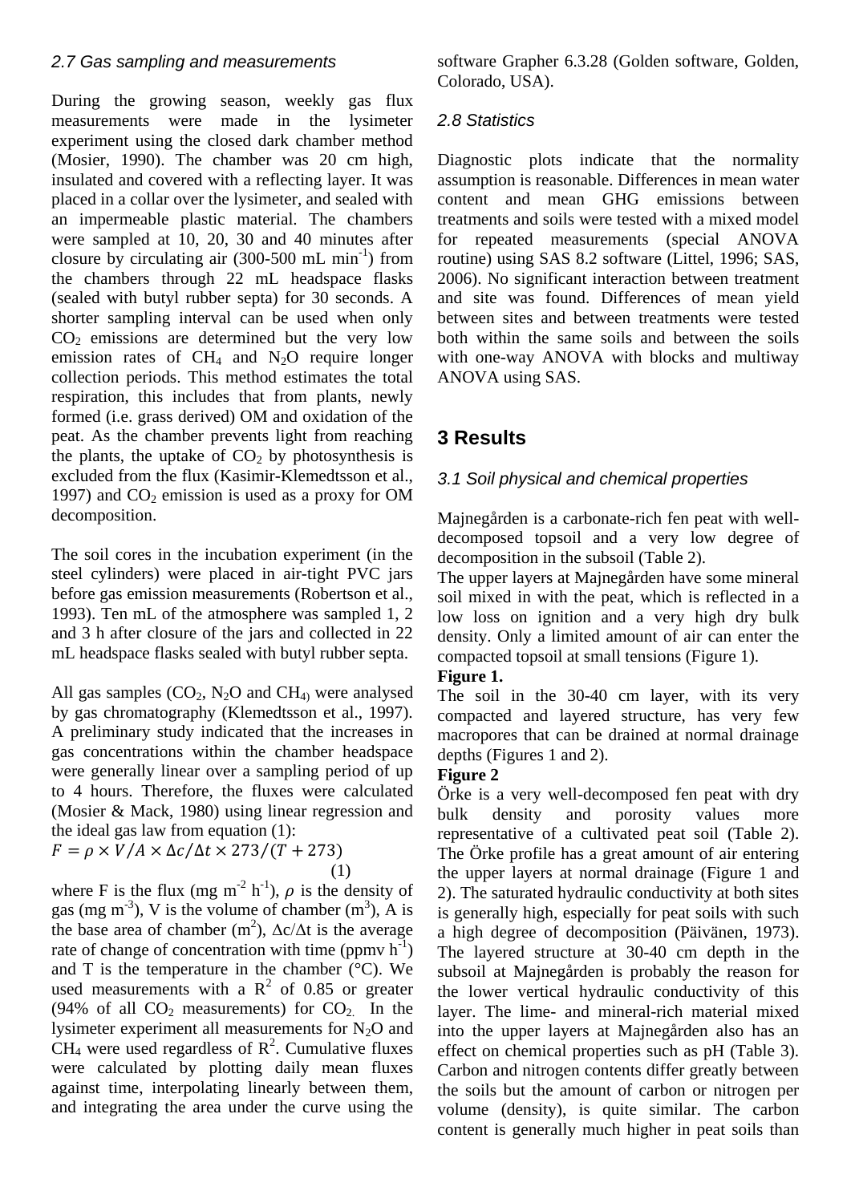### 2.7 Gas sampling and measurements

During the growing season, weekly gas flux measurements were made in the lysimeter experiment using the closed dark chamber method (Mosier, 1990). The chamber was 20 cm high, insulated and covered with a reflecting layer. It was placed in a collar over the lysimeter, and sealed with an impermeable plastic material. The chambers were sampled at 10, 20, 30 and 40 minutes after closure by circulating air (300-500 mL $min^{-1}$) from the chambers through 22 mL headspace flasks (sealed with butyl rubber septa) for 30 seconds. A shorter sampling interval can be used when only $CO_2$ emissions are determined but the very low emission rates of $CH_4$ and $N_2O$ require longer collection periods. This method estimates the total respiration, this includes that from plants, newly formed (i.e. grass derived) OM and oxidation of the peat. As the chamber prevents light from reaching the plants, the uptake of $CO_2$ by photosynthesis is excluded from the flux (Kasimir-Klemedtsson et al., 1997) and $CO_2$ emission is used as a proxy for OM decomposition.

The soil cores in the incubation experiment (in the steel cylinders) were placed in air-tight PVC jars before gas emission measurements (Robertson et al., 1993). Ten mL of the atmosphere was sampled 1, 2 and 3 h after closure of the jars and collected in 22 mL headspace flasks sealed with butyl rubber septa.

All gas samples ($CO_2$, $N_2O$ and $CH_4$) were analysed by gas chromatography (Klemedtsson et al., 1997). A preliminary study indicated that the increases in gas concentrations within the chamber headspace were generally linear over a sampling period of up to 4 hours. Therefore, the fluxes were calculated (Mosier & Mack, 1980) using linear regression and the ideal gas law from equation (1):

$$F = \rho \times V/A \times \Delta c/\Delta t \times 273/(T + 273) \quad (1)$$

where F is the flux (mg $m^{-2}$ $h^{-1}$), $\rho$ is the density of gas (mg $m^{-3}$), V is the volume of chamber ($m^3$), A is the base area of chamber ($m^2$), $\Delta c/\Delta t$ is the average rate of change of concentration with time (ppmv $h^{-1}$) and T is the temperature in the chamber (°C). We used measurements with a $R^2$ of 0.85 or greater (94% of all $CO_2$ measurements) for $CO_2$. In the lysimeter experiment all measurements for $N_2O$ and $CH_4$ were used regardless of $R^2$. Cumulative fluxes were calculated by plotting daily mean fluxes against time, interpolating linearly between them, and integrating the area under the curve using the software Grapher 6.3.28 (Golden software, Golden, Colorado, USA).

### 2.8 Statistics

Diagnostic plots indicate that the normality assumption is reasonable. Differences in mean water content and mean GHG emissions between treatments and soils were tested with a mixed model for repeated measurements (special ANOVA routine) using SAS 8.2 software (Littel, 1996; SAS, 2006). No significant interaction between treatment and site was found. Differences of mean yield between sites and between treatments were tested both within the same soils and between the soils with one-way ANOVA with blocks and multiway ANOVA using SAS.

## 3 Results

### 3.1 Soil physical and chemical properties

Majnegården is a carbonate-rich fen peat with well-decomposed topsoil and a very low degree of decomposition in the subsoil (Table 2).

The upper layers at Majnegården have some mineral soil mixed in with the peat, which is reflected in a low loss on ignition and a very high dry bulk density. Only a limited amount of air can enter the compacted topsoil at small tensions (Figure 1).

**Figure 1.**

The soil in the 30-40 cm layer, with its very compacted and layered structure, has very few macropores that can be drained at normal drainage depths (Figures 1 and 2).

**Figure 2**

Örke is a very well-decomposed fen peat with dry bulk density and porosity values more representative of a cultivated peat soil (Table 2). The Örke profile has a great amount of air entering the upper layers at normal drainage (Figure 1 and 2). The saturated hydraulic conductivity at both sites is generally high, especially for peat soils with such a high degree of decomposition (Päivänen, 1973). The layered structure at 30-40 cm depth in the subsoil at Majnegården is probably the reason for the lower vertical hydraulic conductivity of this layer. The lime- and mineral-rich material mixed into the upper layers at Majnegården also has an effect on chemical properties such as pH (Table 3). Carbon and nitrogen contents differ greatly between the soils but the amount of carbon or nitrogen per volume (density), is quite similar. The carbon content is generally much higher in peat soils than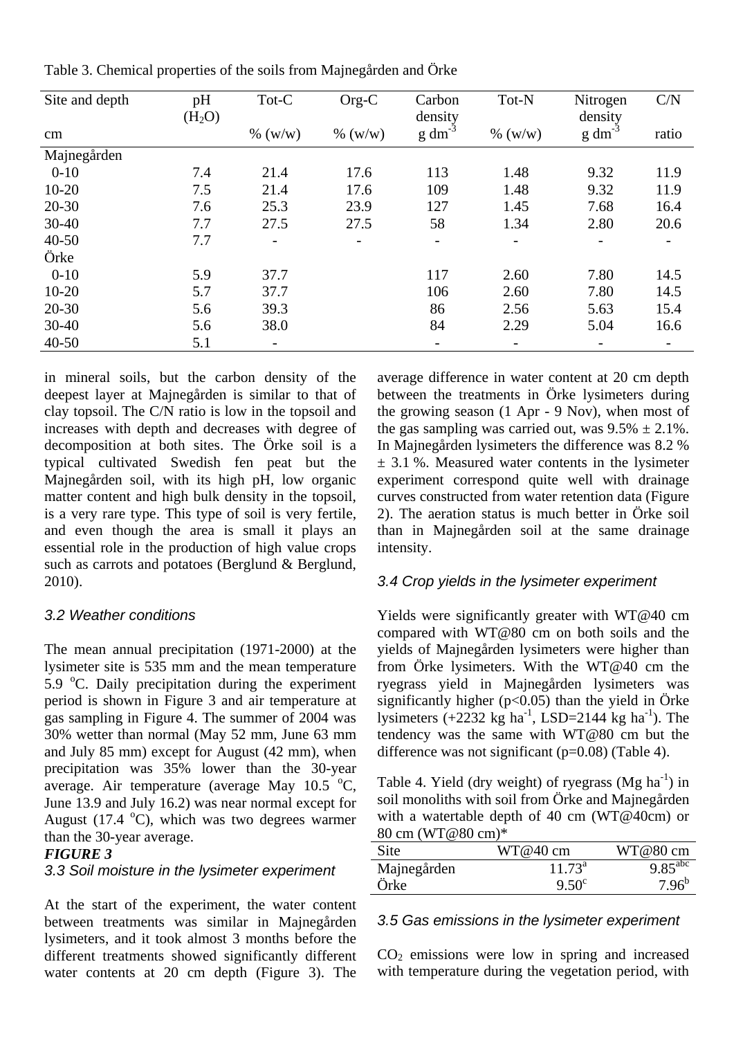Table 3. Chemical properties of the soils from Majnegården and Örke

| Site and depth cm | pH ($H_2O$) | Tot-C % (w/w) | Org-C % (w/w) | Carbon density g dm$^{-3}$ | Tot-N % (w/w) | Nitrogen density g dm$^{-3}$ | C/N ratio |
|---|---|---|---|---|---|---|---|
| Majnegården | | | | | | | |
| 0-10 | 7.4 | 21.4 | 17.6 | 113 | 1.48 | 9.32 | 11.9 |
| 10-20 | 7.5 | 21.4 | 17.6 | 109 | 1.48 | 9.32 | 11.9 |
| 20-30 | 7.6 | 25.3 | 23.9 | 127 | 1.45 | 7.68 | 16.4 |
| 30-40 | 7.7 | 27.5 | 27.5 | 58 | 1.34 | 2.80 | 20.6 |
| 40-50 | 7.7 | - | - | - | - | - | - |
| Örke | | | | | | | |
| 0-10 | 5.9 | 37.7 | | 117 | 2.60 | 7.80 | 14.5 |
| 10-20 | 5.7 | 37.7 | | 106 | 2.60 | 7.80 | 14.5 |
| 20-30 | 5.6 | 39.3 | | 86 | 2.56 | 5.63 | 15.4 |
| 30-40 | 5.6 | 38.0 | | 84 | 2.29 | 5.04 | 16.6 |
| 40-50 | 5.1 | - | | - | - | - | - |

in mineral soils, but the carbon density of the deepest layer at Majnegården is similar to that of clay topsoil. The C/N ratio is low in the topsoil and increases with depth and decreases with degree of decomposition at both sites. The Örke soil is a typical cultivated Swedish fen peat but the Majnegården soil, with its high pH, low organic matter content and high bulk density in the topsoil, is a very rare type. This type of soil is very fertile, and even though the area is small it plays an essential role in the production of high value crops such as carrots and potatoes (Berglund & Berglund, 2010).

### *3.2 Weather conditions*

The mean annual precipitation (1971-2000) at the lysimeter site is 535 mm and the mean temperature 5.9 °C. Daily precipitation during the experiment period is shown in Figure 3 and air temperature at gas sampling in Figure 4. The summer of 2004 was 30% wetter than normal (May 52 mm, June 63 mm and July 85 mm) except for August (42 mm), when precipitation was 35% lower than the 30-year average. Air temperature (average May 10.5 °C, June 13.9 and July 16.2) was near normal except for August (17.4 °C), which was two degrees warmer than the 30-year average.

***FIGURE 3***

### *3.3 Soil moisture in the lysimeter experiment*

At the start of the experiment, the water content between treatments was similar in Majnegården lysimeters, and it took almost 3 months before the different treatments showed significantly different water contents at 20 cm depth (Figure 3). The average difference in water content at 20 cm depth between the treatments in Örke lysimeters during the growing season (1 Apr - 9 Nov), when most of the gas sampling was carried out, was 9.5% ± 2.1%. In Majnegården lysimeters the difference was 8.2 % ± 3.1 %. Measured water contents in the lysimeter experiment correspond quite well with drainage curves constructed from water retention data (Figure 2). The aeration status is much better in Örke soil than in Majnegården soil at the same drainage intensity.

### *3.4 Crop yields in the lysimeter experiment*

Yields were significantly greater with WT@40 cm compared with WT@80 cm on both soils and the yields of Majnegården lysimeters were higher than from Örke lysimeters. With the WT@40 cm the ryegrass yield in Majnegården lysimeters was significantly higher ($p<0.05$) than the yield in Örke lysimeters (+2232 kg ha$^{-1}$, LSD=2144 kg ha$^{-1}$). The tendency was the same with WT@80 cm but the difference was not significant ($p=0.08$) (Table 4).

Table 4. Yield (dry weight) of ryegrass (Mg ha$^{-1}$) in soil monoliths with soil from Örke and Majnegården with a watertable depth of 40 cm (WT@40cm) or 80 cm (WT@80 cm)*

| Site | WT@40 cm | WT@80 cm |
|---|---|---|
| Majnegården | 11.73[a] | 9.85[abc] |
| Örke | 9.50[c] | 7.96[b] |

### *3.5 Gas emissions in the lysimeter experiment*

$CO_2$ emissions were low in spring and increased with temperature during the vegetation period, with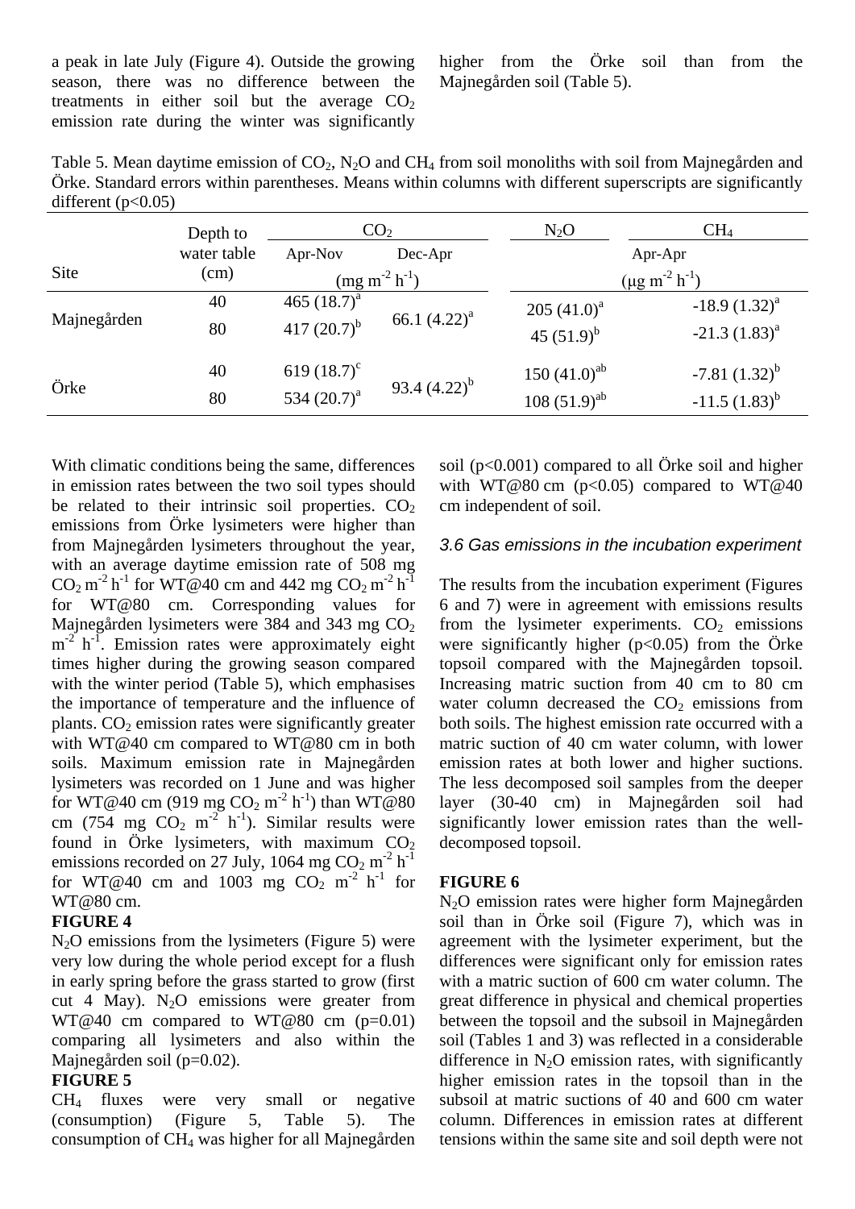a peak in late July (Figure 4). Outside the growing season, there was no difference between the treatments in either soil but the average $CO_2$ emission rate during the winter was significantly higher from the Örke soil than from the Majnegården soil (Table 5).

Table 5. Mean daytime emission of $CO_2$, $N_2O$ and $CH_4$ from soil monoliths with soil from Majnegården and Örke. Standard errors within parentheses. Means within columns with different superscripts are significantly different ($p<0.05$)

| Site | Depth to water table (cm) | $CO_2$ Apr-Nov | $CO_2$ Dec-Apr | $N_2O$ Apr-Apr | $CH_4$ Apr-Apr |
|---|---|---|---|---|---|
| | | ($mg\ m^{-2}\ h^{-1}$) | | ($\mu g\ m^{-2}\ h^{-1}$) | |
| Majnegården | 40 | 465 (18.7)[a] | 66.1 (4.22)[a] | 205 (41.0)[a] | -18.9 (1.32)[a] |
| | 80 | 417 (20.7)[b] | | 45 (51.9)[b] | -21.3 (1.83)[a] |
| Örke | 40 | 619 (18.7)[c] | 93.4 (4.22)[b] | 150 (41.0)[ab] | -7.81 (1.32)[b] |
| | 80 | 534 (20.7)[a] | | 108 (51.9)[ab] | -11.5 (1.83)[b] |

With climatic conditions being the same, differences in emission rates between the two soil types should be related to their intrinsic soil properties. $CO_2$ emissions from Örke lysimeters were higher than from Majnegården lysimeters throughout the year, with an average daytime emission rate of 508 mg $CO_2\ m^{-2}\ h^{-1}$ for WT@40 cm and 442 mg $CO_2\ m^{-2}\ h^{-1}$ for WT@80 cm. Corresponding values for Majnegården lysimeters were 384 and 343 mg $CO_2\ m^{-2}\ h^{-1}$. Emission rates were approximately eight times higher during the growing season compared with the winter period (Table 5), which emphasises the importance of temperature and the influence of plants. $CO_2$ emission rates were significantly greater with WT@40 cm compared to WT@80 cm in both soils. Maximum emission rate in Majnegården lysimeters was recorded on 1 June and was higher for WT@40 cm (919 mg $CO_2\ m^{-2}\ h^{-1}$) than WT@80 cm (754 mg $CO_2\ m^{-2}\ h^{-1}$). Similar results were found in Örke lysimeters, with maximum $CO_2$ emissions recorded on 27 July, 1064 mg $CO_2\ m^{-2}\ h^{-1}$ for WT@40 cm and 1003 mg $CO_2\ m^{-2}\ h^{-1}$ for WT@80 cm.

**FIGURE 4**

$N_2O$ emissions from the lysimeters (Figure 5) were very low during the whole period except for a flush in early spring before the grass started to grow (first cut 4 May). $N_2O$ emissions were greater from WT@40 cm compared to WT@80 cm ($p=0.01$) comparing all lysimeters and also within the Majnegården soil ($p=0.02$).

**FIGURE 5**

$CH_4$ fluxes were very small or negative (consumption) (Figure 5, Table 5). The consumption of $CH_4$ was higher for all Majnegården soil ($p<0.001$) compared to all Örke soil and higher with WT@80 cm ($p<0.05$) compared to WT@40 cm independent of soil.

### *3.6 Gas emissions in the incubation experiment*

The results from the incubation experiment (Figures 6 and 7) were in agreement with emissions results from the lysimeter experiments. $CO_2$ emissions were significantly higher ($p<0.05$) from the Örke topsoil compared with the Majnegården topsoil. Increasing matric suction from 40 cm to 80 cm water column decreased the $CO_2$ emissions from both soils. The highest emission rate occurred with a matric suction of 40 cm water column, with lower emission rates at both lower and higher suctions. The less decomposed soil samples from the deeper layer (30-40 cm) in Majnegården soil had significantly lower emission rates than the well-decomposed topsoil.

**FIGURE 6**

$N_2O$ emission rates were higher form Majnegården soil than in Örke soil (Figure 7), which was in agreement with the lysimeter experiment, but the differences were significant only for emission rates with a matric suction of 600 cm water column. The great difference in physical and chemical properties between the topsoil and the subsoil in Majnegården soil (Tables 1 and 3) was reflected in a considerable difference in $N_2O$ emission rates, with significantly higher emission rates in the topsoil than in the subsoil at matric suctions of 40 and 600 cm water column. Differences in emission rates at different tensions within the same site and soil depth were not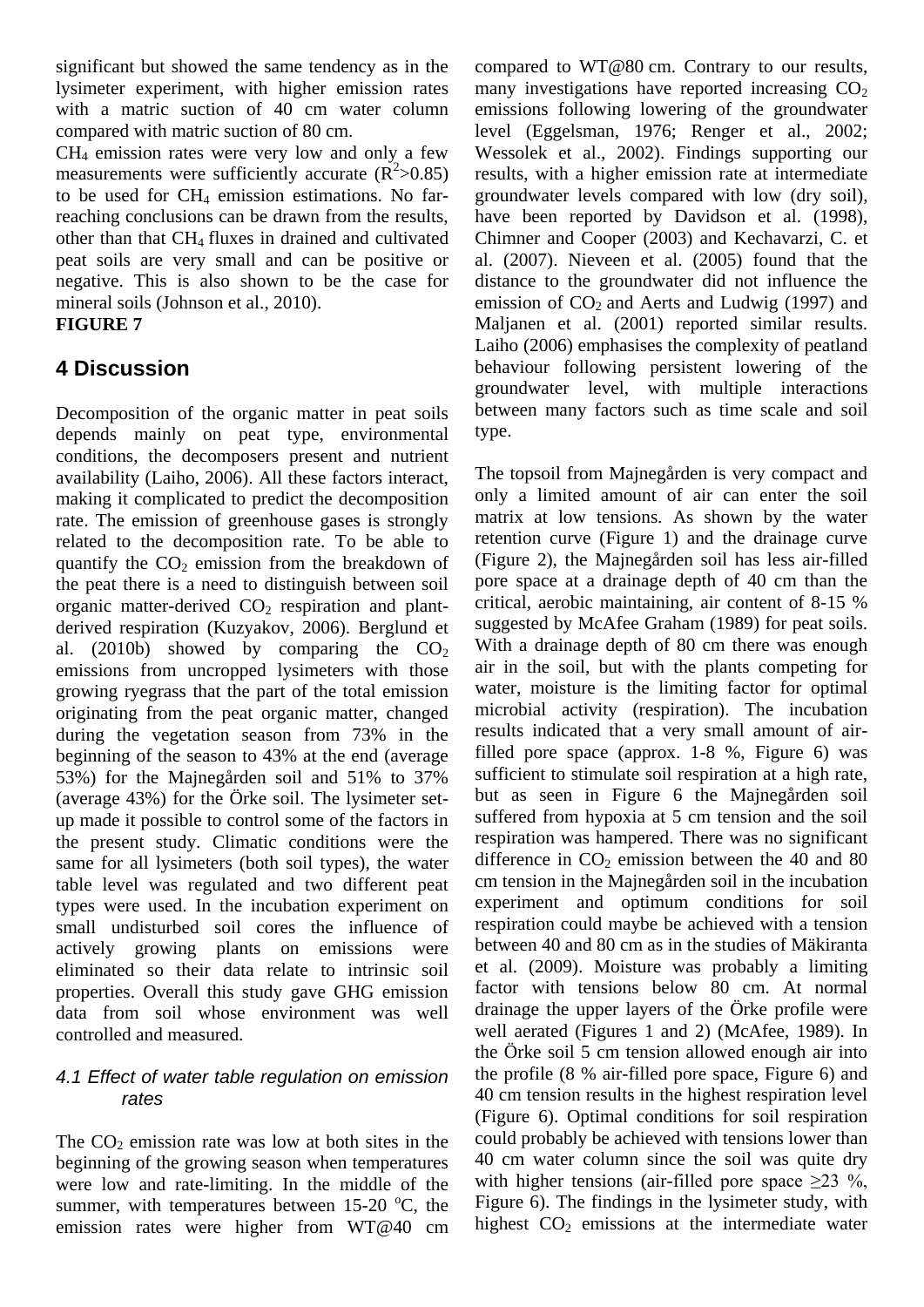significant but showed the same tendency as in the lysimeter experiment, with higher emission rates with a matric suction of 40 cm water column compared with matric suction of 80 cm.

$CH_4$ emission rates were very low and only a few measurements were sufficiently accurate ($R^2$>0.85) to be used for $CH_4$ emission estimations. No far-reaching conclusions can be drawn from the results, other than that $CH_4$ fluxes in drained and cultivated peat soils are very small and can be positive or negative. This is also shown to be the case for mineral soils (Johnson et al., 2010).

**FIGURE 7**

## 4 Discussion

Decomposition of the organic matter in peat soils depends mainly on peat type, environmental conditions, the decomposers present and nutrient availability (Laiho, 2006). All these factors interact, making it complicated to predict the decomposition rate. The emission of greenhouse gases is strongly related to the decomposition rate. To be able to quantify the $CO_2$ emission from the breakdown of the peat there is a need to distinguish between soil organic matter-derived $CO_2$ respiration and plant-derived respiration (Kuzyakov, 2006). Berglund et al. (2010b) showed by comparing the $CO_2$ emissions from uncropped lysimeters with those growing ryegrass that the part of the total emission originating from the peat organic matter, changed during the vegetation season from 73% in the beginning of the season to 43% at the end (average 53%) for the Majnegården soil and 51% to 37% (average 43%) for the Örke soil. The lysimeter set-up made it possible to control some of the factors in the present study. Climatic conditions were the same for all lysimeters (both soil types), the water table level was regulated and two different peat types were used. In the incubation experiment on small undisturbed soil cores the influence of actively growing plants on emissions were eliminated so their data relate to intrinsic soil properties. Overall this study gave GHG emission data from soil whose environment was well controlled and measured.

### *4.1 Effect of water table regulation on emission rates*

The $CO_2$ emission rate was low at both sites in the beginning of the growing season when temperatures were low and rate-limiting. In the middle of the summer, with temperatures between 15-20 $^{o}$C, the emission rates were higher from WT@40 cm compared to WT@80 cm. Contrary to our results, many investigations have reported increasing $CO_2$ emissions following lowering of the groundwater level (Eggelsman, 1976; Renger et al., 2002; Wessolek et al., 2002). Findings supporting our results, with a higher emission rate at intermediate groundwater levels compared with low (dry soil), have been reported by Davidson et al. (1998), Chimner and Cooper (2003) and Kechavarzi, C. et al. (2007). Nieveen et al. (2005) found that the distance to the groundwater did not influence the emission of $CO_2$ and Aerts and Ludwig (1997) and Maljanen et al. (2001) reported similar results. Laiho (2006) emphasises the complexity of peatland behaviour following persistent lowering of the groundwater level, with multiple interactions between many factors such as time scale and soil type.

The topsoil from Majnegården is very compact and only a limited amount of air can enter the soil matrix at low tensions. As shown by the water retention curve (Figure 1) and the drainage curve (Figure 2), the Majnegården soil has less air-filled pore space at a drainage depth of 40 cm than the critical, aerobic maintaining, air content of 8-15 % suggested by McAfee Graham (1989) for peat soils. With a drainage depth of 80 cm there was enough air in the soil, but with the plants competing for water, moisture is the limiting factor for optimal microbial activity (respiration). The incubation results indicated that a very small amount of air-filled pore space (approx. 1-8 %, Figure 6) was sufficient to stimulate soil respiration at a high rate, but as seen in Figure 6 the Majnegården soil suffered from hypoxia at 5 cm tension and the soil respiration was hampered. There was no significant difference in $CO_2$ emission between the 40 and 80 cm tension in the Majnegården soil in the incubation experiment and optimum conditions for soil respiration could maybe be achieved with a tension between 40 and 80 cm as in the studies of Mäkiranta et al. (2009). Moisture was probably a limiting factor with tensions below 80 cm. At normal drainage the upper layers of the Örke profile were well aerated (Figures 1 and 2) (McAfee, 1989). In the Örke soil 5 cm tension allowed enough air into the profile (8 % air-filled pore space, Figure 6) and 40 cm tension results in the highest respiration level (Figure 6). Optimal conditions for soil respiration could probably be achieved with tensions lower than 40 cm water column since the soil was quite dry with higher tensions (air-filled pore space ≥23 %, Figure 6). The findings in the lysimeter study, with highest $CO_2$ emissions at the intermediate water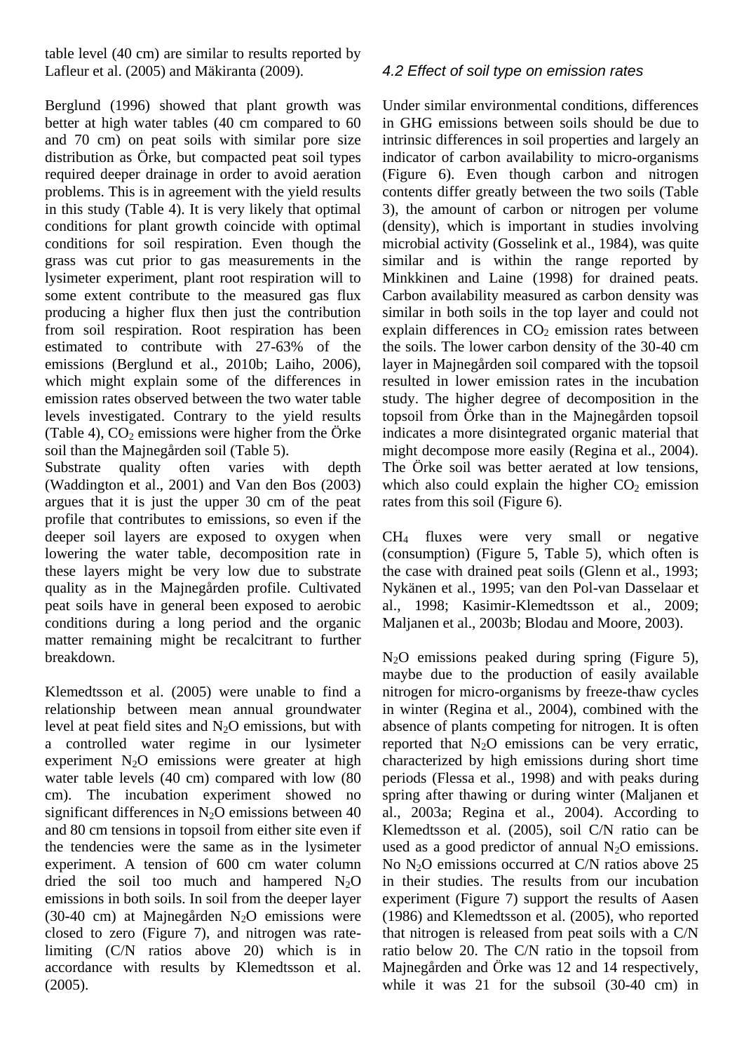table level (40 cm) are similar to results reported by Lafleur et al. (2005) and Mäkiranta (2009).

Berglund (1996) showed that plant growth was better at high water tables (40 cm compared to 60 and 70 cm) on peat soils with similar pore size distribution as Örke, but compacted peat soil types required deeper drainage in order to avoid aeration problems. This is in agreement with the yield results in this study (Table 4). It is very likely that optimal conditions for plant growth coincide with optimal conditions for soil respiration. Even though the grass was cut prior to gas measurements in the lysimeter experiment, plant root respiration will to some extent contribute to the measured gas flux producing a higher flux then just the contribution from soil respiration. Root respiration has been estimated to contribute with 27-63% of the emissions (Berglund et al., 2010b; Laiho, 2006), which might explain some of the differences in emission rates observed between the two water table levels investigated. Contrary to the yield results (Table 4), $CO_2$ emissions were higher from the Örke soil than the Majnegården soil (Table 5).
Substrate quality often varies with depth (Waddington et al., 2001) and Van den Bos (2003) argues that it is just the upper 30 cm of the peat profile that contributes to emissions, so even if the deeper soil layers are exposed to oxygen when lowering the water table, decomposition rate in these layers might be very low due to substrate quality as in the Majnegården profile. Cultivated peat soils have in general been exposed to aerobic conditions during a long period and the organic matter remaining might be recalcitrant to further breakdown.

Klemedtsson et al. (2005) were unable to find a relationship between mean annual groundwater level at peat field sites and $N_2O$ emissions, but with a controlled water regime in our lysimeter experiment $N_2O$ emissions were greater at high water table levels (40 cm) compared with low (80 cm). The incubation experiment showed no significant differences in $N_2O$ emissions between 40 and 80 cm tensions in topsoil from either site even if the tendencies were the same as in the lysimeter experiment. A tension of 600 cm water column dried the soil too much and hampered $N_2O$ emissions in both soils. In soil from the deeper layer (30-40 cm) at Majnegården $N_2O$ emissions were closed to zero (Figure 7), and nitrogen was rate-limiting (C/N ratios above 20) which is in accordance with results by Klemedtsson et al. (2005).

### *4.2 Effect of soil type on emission rates*

Under similar environmental conditions, differences in GHG emissions between soils should be due to intrinsic differences in soil properties and largely an indicator of carbon availability to micro-organisms (Figure 6). Even though carbon and nitrogen contents differ greatly between the two soils (Table 3), the amount of carbon or nitrogen per volume (density), which is important in studies involving microbial activity (Gosselink et al., 1984), was quite similar and is within the range reported by Minkkinen and Laine (1998) for drained peats. Carbon availability measured as carbon density was similar in both soils in the top layer and could not explain differences in $CO_2$ emission rates between the soils. The lower carbon density of the 30-40 cm layer in Majnegården soil compared with the topsoil resulted in lower emission rates in the incubation study. The higher degree of decomposition in the topsoil from Örke than in the Majnegården topsoil indicates a more disintegrated organic material that might decompose more easily (Regina et al., 2004). The Örke soil was better aerated at low tensions, which also could explain the higher $CO_2$ emission rates from this soil (Figure 6).

$CH_4$ fluxes were very small or negative (consumption) (Figure 5, Table 5), which often is the case with drained peat soils (Glenn et al., 1993; Nykänen et al., 1995; van den Pol-van Dasselaar et al., 1998; Kasimir-Klemedtsson et al., 2009; Maljanen et al., 2003b; Blodau and Moore, 2003).

$N_2O$ emissions peaked during spring (Figure 5), maybe due to the production of easily available nitrogen for micro-organisms by freeze-thaw cycles in winter (Regina et al., 2004), combined with the absence of plants competing for nitrogen. It is often reported that $N_2O$ emissions can be very erratic, characterized by high emissions during short time periods (Flessa et al., 1998) and with peaks during spring after thawing or during winter (Maljanen et al., 2003a; Regina et al., 2004). According to Klemedtsson et al. (2005), soil C/N ratio can be used as a good predictor of annual $N_2O$ emissions. No $N_2O$ emissions occurred at C/N ratios above 25 in their studies. The results from our incubation experiment (Figure 7) support the results of Aasen (1986) and Klemedtsson et al. (2005), who reported that nitrogen is released from peat soils with a C/N ratio below 20. The C/N ratio in the topsoil from Majnegården and Örke was 12 and 14 respectively, while it was 21 for the subsoil (30-40 cm) in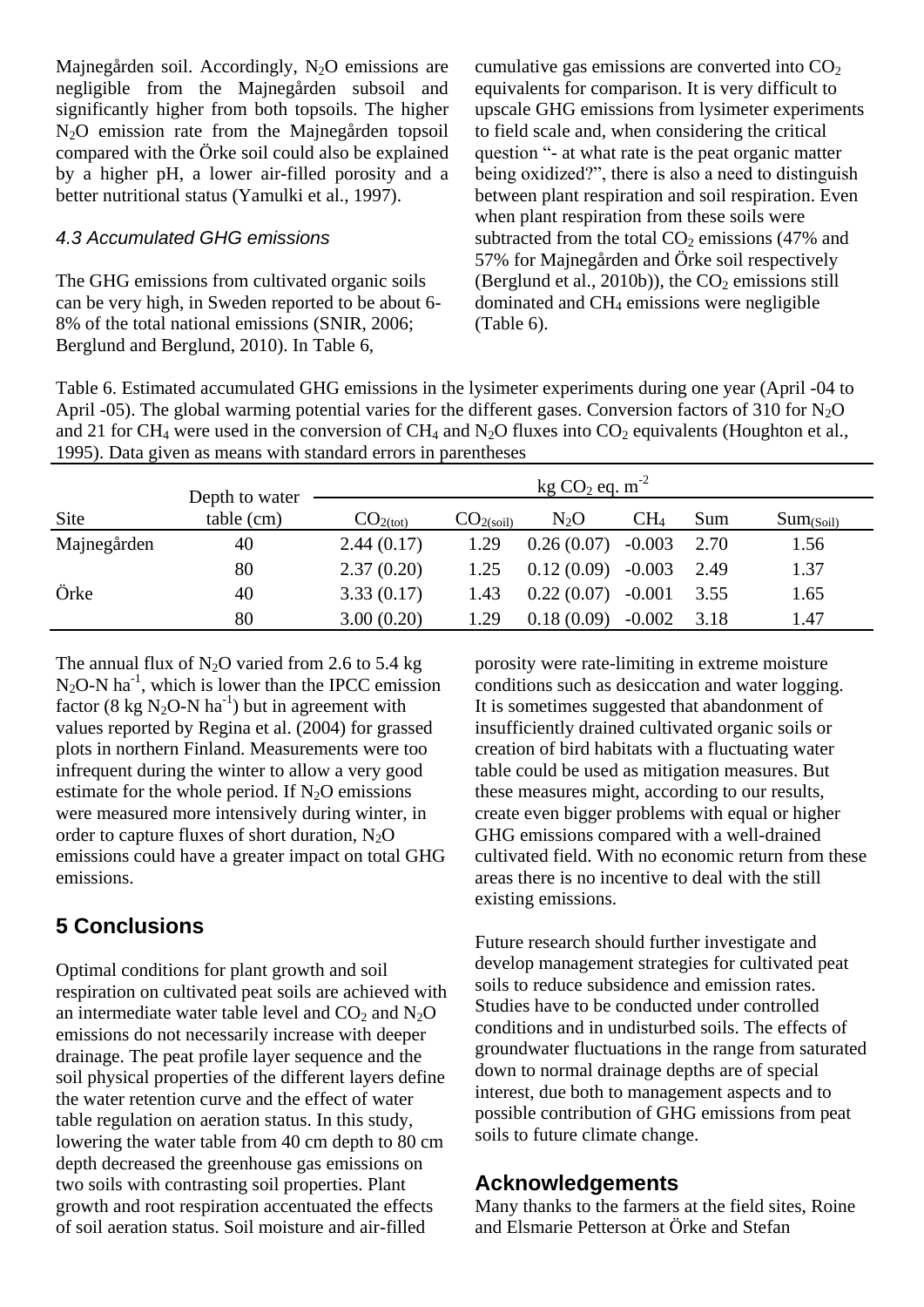Majnegården soil. Accordingly, $N_2O$ emissions are negligible from the Majnegården subsoil and significantly higher from both topsoils. The higher $N_2O$ emission rate from the Majnegården topsoil compared with the Örke soil could also be explained by a higher pH, a lower air-filled porosity and a better nutritional status (Yamulki et al., 1997).

### *4.3 Accumulated GHG emissions*

The GHG emissions from cultivated organic soils can be very high, in Sweden reported to be about 6-8% of the total national emissions (SNIR, 2006; Berglund and Berglund, 2010). In Table 6, cumulative gas emissions are converted into $CO_2$ equivalents for comparison. It is very difficult to upscale GHG emissions from lysimeter experiments to field scale and, when considering the critical question "- at what rate is the peat organic matter being oxidized?", there is also a need to distinguish between plant respiration and soil respiration. Even when plant respiration from these soils were subtracted from the total $CO_2$ emissions (47% and 57% for Majnegården and Örke soil respectively (Berglund et al., 2010b)), the $CO_2$ emissions still dominated and $CH_4$ emissions were negligible (Table 6).

Table 6. Estimated accumulated GHG emissions in the lysimeter experiments during one year (April -04 to April -05). The global warming potential varies for the different gases. Conversion factors of 310 for $N_2O$ and 21 for $CH_4$ were used in the conversion of $CH_4$ and $N_2O$ fluxes into $CO_2$ equivalents (Houghton et al., 1995). Data given as means with standard errors in parentheses

| | Depth to water | kg $CO_2$ eq. $m^{-2}$ | | | | | |
|---|---|---|---|---|---|---|---|
| Site | table (cm) | $CO_{2(tot)}$ | $CO_{2(soil)}$ | $N_2O$ | $CH_4$ | Sum | $Sum_{(Soil)}$ |
| Majnegården | 40 | 2.44 (0.17) | 1.29 | 0.26 (0.07) | -0.003 | 2.70 | 1.56 |
| | 80 | 2.37 (0.20) | 1.25 | 0.12 (0.09) | -0.003 | 2.49 | 1.37 |
| Örke | 40 | 3.33 (0.17) | 1.43 | 0.22 (0.07) | -0.001 | 3.55 | 1.65 |
| | 80 | 3.00 (0.20) | 1.29 | 0.18 (0.09) | -0.002 | 3.18 | 1.47 |

The annual flux of $N_2O$ varied from 2.6 to 5.4 kg $N_2O$-N $ha^{-1}$, which is lower than the IPCC emission factor (8 kg $N_2O$-N $ha^{-1}$) but in agreement with values reported by Regina et al. (2004) for grassed plots in northern Finland. Measurements were too infrequent during the winter to allow a very good estimate for the whole period. If $N_2O$ emissions were measured more intensively during winter, in order to capture fluxes of short duration, $N_2O$ emissions could have a greater impact on total GHG emissions.

## 5 Conclusions

Optimal conditions for plant growth and soil respiration on cultivated peat soils are achieved with an intermediate water table level and $CO_2$ and $N_2O$ emissions do not necessarily increase with deeper drainage. The peat profile layer sequence and the soil physical properties of the different layers define the water retention curve and the effect of water table regulation on aeration status. In this study, lowering the water table from 40 cm depth to 80 cm depth decreased the greenhouse gas emissions on two soils with contrasting soil properties. Plant growth and root respiration accentuated the effects of soil aeration status. Soil moisture and air-filled porosity were rate-limiting in extreme moisture conditions such as desiccation and water logging. It is sometimes suggested that abandonment of insufficiently drained cultivated organic soils or creation of bird habitats with a fluctuating water table could be used as mitigation measures. But these measures might, according to our results, create even bigger problems with equal or higher GHG emissions compared with a well-drained cultivated field. With no economic return from these areas there is no incentive to deal with the still existing emissions.

Future research should further investigate and develop management strategies for cultivated peat soils to reduce subsidence and emission rates. Studies have to be conducted under controlled conditions and in undisturbed soils. The effects of groundwater fluctuations in the range from saturated down to normal drainage depths are of special interest, due both to management aspects and to possible contribution of GHG emissions from peat soils to future climate change.

## Acknowledgements

Many thanks to the farmers at the field sites, Roine and Elsmarie Petterson at Örke and Stefan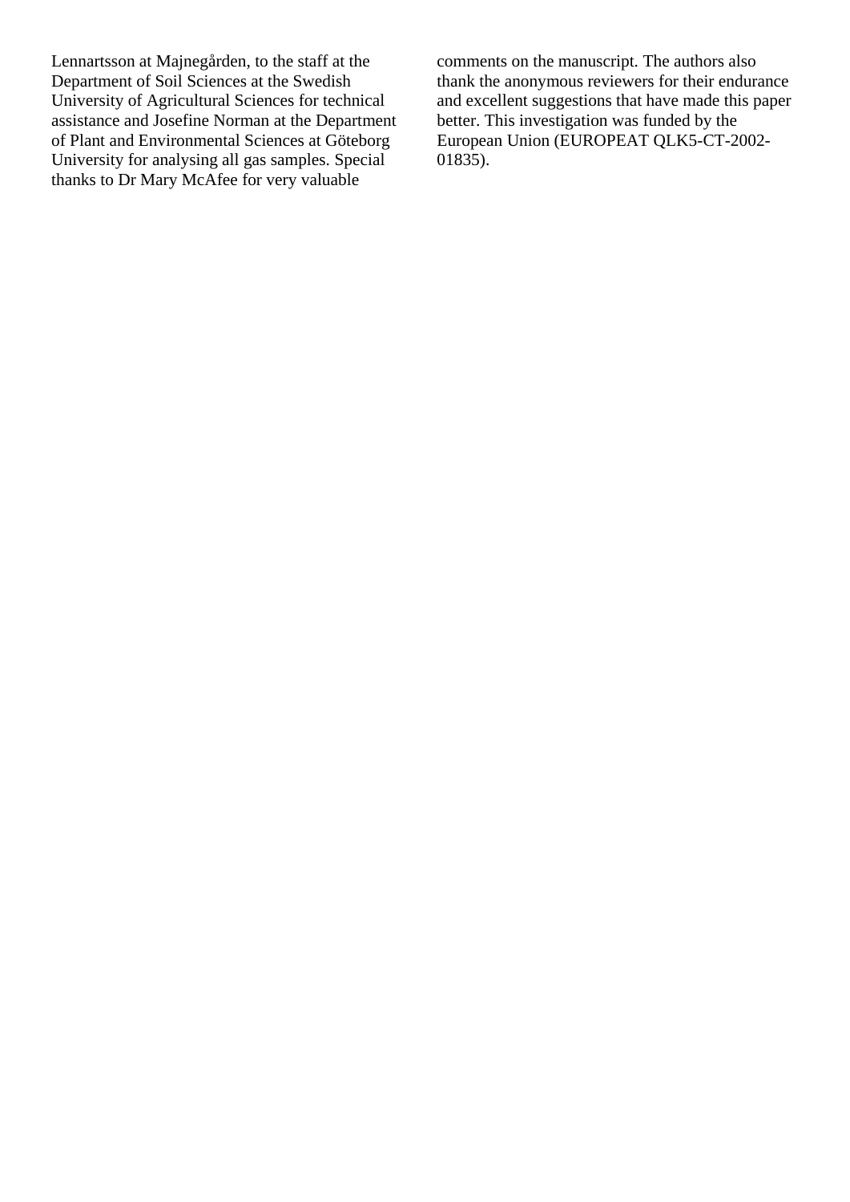Lennartsson at Majnegården, to the staff at the Department of Soil Sciences at the Swedish University of Agricultural Sciences for technical assistance and Josefine Norman at the Department of Plant and Environmental Sciences at Göteborg University for analysing all gas samples. Special thanks to Dr Mary McAfee for very valuable comments on the manuscript. The authors also thank the anonymous reviewers for their endurance and excellent suggestions that have made this paper better. This investigation was funded by the European Union (EUROPEAT QLK5-CT-2002-01835).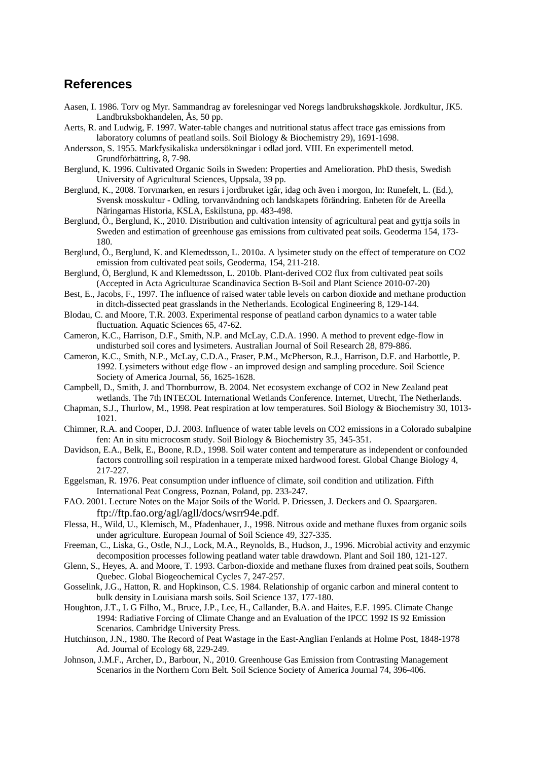## References

Aasen, I. 1986. Torv og Myr. Sammandrag av forelesningar ved Noregs landbrukshøgskkole. Jordkultur, JK5. Landbruksbokhandelen, Ås, 50 pp.

Aerts, R. and Ludwig, F. 1997. Water-table changes and nutritional status affect trace gas emissions from laboratory columns of peatland soils. Soil Biology & Biochemistry 29), 1691-1698.

Andersson, S. 1955. Markfysikaliska undersökningar i odlad jord. VIII. En experimentell metod. Grundförbättring, 8, 7-98.

Berglund, K. 1996. Cultivated Organic Soils in Sweden: Properties and Amelioration. PhD thesis, Swedish University of Agricultural Sciences, Uppsala, 39 pp.

Berglund, K., 2008. Torvmarken, en resurs i jordbruket igår, idag och även i morgon, In: Runefelt, L. (Ed.), Svensk mosskultur - Odling, torvanvändning och landskapets förändring. Enheten för de Areella Näringarnas Historia, KSLA, Eskilstuna, pp. 483-498.

Berglund, Ö., Berglund, K., 2010. Distribution and cultivation intensity of agricultural peat and gyttja soils in Sweden and estimation of greenhouse gas emissions from cultivated peat soils. Geoderma 154, 173-180.

Berglund, Ö., Berglund, K. and Klemedtsson, L. 2010a. A lysimeter study on the effect of temperature on CO2 emission from cultivated peat soils, Geoderma, 154, 211-218.

Berglund, Ö, Berglund, K and Klemedtsson, L. 2010b. Plant-derived CO2 flux from cultivated peat soils (Accepted in Acta Agriculturae Scandinavica Section B-Soil and Plant Science 2010-07-20)

Best, E., Jacobs, F., 1997. The influence of raised water table levels on carbon dioxide and methane production in ditch-dissected peat grasslands in the Netherlands. Ecological Engineering 8, 129-144.

Blodau, C. and Moore, T.R. 2003. Experimental response of peatland carbon dynamics to a water table fluctuation. Aquatic Sciences 65, 47-62.

Cameron, K.C., Harrison, D.F., Smith, N.P. and McLay, C.D.A. 1990. A method to prevent edge-flow in undisturbed soil cores and lysimeters. Australian Journal of Soil Research 28, 879-886.

Cameron, K.C., Smith, N.P., McLay, C.D.A., Fraser, P.M., McPherson, R.J., Harrison, D.F. and Harbottle, P. 1992. Lysimeters without edge flow - an improved design and sampling procedure. Soil Science Society of America Journal, 56, 1625-1628.

Campbell, D., Smith, J. and Thornburrow, B. 2004. Net ecosystem exchange of CO2 in New Zealand peat wetlands. The 7th INTECOL International Wetlands Conference. Internet, Utrecht, The Netherlands.

Chapman, S.J., Thurlow, M., 1998. Peat respiration at low temperatures. Soil Biology & Biochemistry 30, 1013-1021.

Chimner, R.A. and Cooper, D.J. 2003. Influence of water table levels on CO2 emissions in a Colorado subalpine fen: An in situ microcosm study. Soil Biology & Biochemistry 35, 345-351.

Davidson, E.A., Belk, E., Boone, R.D., 1998. Soil water content and temperature as independent or confounded factors controlling soil respiration in a temperate mixed hardwood forest. Global Change Biology 4, 217-227.

Eggelsman, R. 1976. Peat consumption under influence of climate, soil condition and utilization. Fifth International Peat Congress, Poznan, Poland, pp. 233-247.

FAO. 2001. Lecture Notes on the Major Soils of the World. P. Driessen, J. Deckers and O. Spaargaren. ftp://ftp.fao.org/agl/agll/docs/wsrr94e.pdf.

Flessa, H., Wild, U., Klemisch, M., Pfadenhauer, J., 1998. Nitrous oxide and methane fluxes from organic soils under agriculture. European Journal of Soil Science 49, 327-335.

Freeman, C., Liska, G., Ostle, N.J., Lock, M.A., Reynolds, B., Hudson, J., 1996. Microbial activity and enzymic decomposition processes following peatland water table drawdown. Plant and Soil 180, 121-127.

Glenn, S., Heyes, A. and Moore, T. 1993. Carbon-dioxide and methane fluxes from drained peat soils, Southern Quebec. Global Biogeochemical Cycles 7, 247-257.

Gosselink, J.G., Hatton, R. and Hopkinson, C.S. 1984. Relationship of organic carbon and mineral content to bulk density in Louisiana marsh soils. Soil Science 137, 177-180.

Houghton, J.T., L G Filho, M., Bruce, J.P., Lee, H., Callander, B.A. and Haites, E.F. 1995. Climate Change 1994: Radiative Forcing of Climate Change and an Evaluation of the IPCC 1992 IS 92 Emission Scenarios. Cambridge University Press.

Hutchinson, J.N., 1980. The Record of Peat Wastage in the East-Anglian Fenlands at Holme Post, 1848-1978 Ad. Journal of Ecology 68, 229-249.

Johnson, J.M.F., Archer, D., Barbour, N., 2010. Greenhouse Gas Emission from Contrasting Management Scenarios in the Northern Corn Belt. Soil Science Society of America Journal 74, 396-406.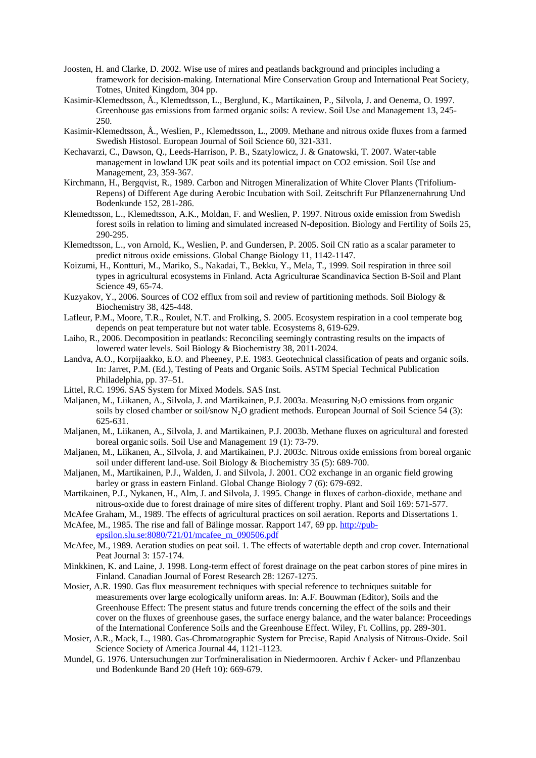Joosten, H. and Clarke, D. 2002. Wise use of mires and peatlands background and principles including a framework for decision-making. International Mire Conservation Group and International Peat Society, Totnes, United Kingdom, 304 pp.

Kasimir-Klemedtsson, Å., Klemedtsson, L., Berglund, K., Martikainen, P., Silvola, J. and Oenema, O. 1997. Greenhouse gas emissions from farmed organic soils: A review. Soil Use and Management 13, 245-250.

Kasimir-Klemedtsson, Å., Weslien, P., Klemedtsson, L., 2009. Methane and nitrous oxide fluxes from a farmed Swedish Histosol. European Journal of Soil Science 60, 321-331.

Kechavarzi, C., Dawson, Q., Leeds-Harrison, P. B., Szatylowicz, J. & Gnatowski, T. 2007. Water-table management in lowland UK peat soils and its potential impact on CO2 emission. Soil Use and Management, 23, 359-367.

Kirchmann, H., Bergqvist, R., 1989. Carbon and Nitrogen Mineralization of White Clover Plants (Trifolium-Repens) of Different Age during Aerobic Incubation with Soil. Zeitschrift Fur Pflanzenernahrung Und Bodenkunde 152, 281-286.

Klemedtsson, L., Klemedtsson, A.K., Moldan, F. and Weslien, P. 1997. Nitrous oxide emission from Swedish forest soils in relation to liming and simulated increased N-deposition. Biology and Fertility of Soils 25, 290-295.

Klemedtsson, L., von Arnold, K., Weslien, P. and Gundersen, P. 2005. Soil CN ratio as a scalar parameter to predict nitrous oxide emissions. Global Change Biology 11, 1142-1147.

Koizumi, H., Kontturi, M., Mariko, S., Nakadai, T., Bekku, Y., Mela, T., 1999. Soil respiration in three soil types in agricultural ecosystems in Finland. Acta Agriculturae Scandinavica Section B-Soil and Plant Science 49, 65-74.

Kuzyakov, Y., 2006. Sources of CO2 efflux from soil and review of partitioning methods. Soil Biology & Biochemistry 38, 425-448.

Lafleur, P.M., Moore, T.R., Roulet, N.T. and Frolking, S. 2005. Ecosystem respiration in a cool temperate bog depends on peat temperature but not water table. Ecosystems 8, 619-629.

Laiho, R., 2006. Decomposition in peatlands: Reconciling seemingly contrasting results on the impacts of lowered water levels. Soil Biology & Biochemistry 38, 2011-2024.

Landva, A.O., Korpijaakko, E.O. and Pheeney, P.E. 1983. Geotechnical classification of peats and organic soils. In: Jarret, P.M. (Ed.), Testing of Peats and Organic Soils. ASTM Special Technical Publication Philadelphia, pp. 37–51.

Littel, R.C. 1996. SAS System for Mixed Models. SAS Inst.

Maljanen, M., Liikanen, A., Silvola, J. and Martikainen, P.J. 2003a. Measuring $N_2O$ emissions from organic soils by closed chamber or soil/snow $N_2O$ gradient methods. European Journal of Soil Science 54 (3): 625-631.

Maljanen, M., Liikanen, A., Silvola, J. and Martikainen, P.J. 2003b. Methane fluxes on agricultural and forested boreal organic soils. Soil Use and Management 19 (1): 73-79.

Maljanen, M., Liikanen, A., Silvola, J. and Martikainen, P.J. 2003c. Nitrous oxide emissions from boreal organic soil under different land-use. Soil Biology & Biochemistry 35 (5): 689-700.

Maljanen, M., Martikainen, P.J., Walden, J. and Silvola, J. 2001. CO2 exchange in an organic field growing barley or grass in eastern Finland. Global Change Biology 7 (6): 679-692.

Martikainen, P.J., Nykanen, H., Alm, J. and Silvola, J. 1995. Change in fluxes of carbon-dioxide, methane and nitrous-oxide due to forest drainage of mire sites of different trophy. Plant and Soil 169: 571-577.

McAfee Graham, M., 1989. The effects of agricultural practices on soil aeration. Reports and Dissertations 1.

McAfee, M., 1985. The rise and fall of Bälinge mossar. Rapport 147, 69 pp. http://pub-epsilon.slu.se:8080/721/01/mcafee_m_090506.pdf

McAfee, M., 1989. Aeration studies on peat soil. 1. The effects of watertable depth and crop cover. International Peat Journal 3: 157-174.

Minkkinen, K. and Laine, J. 1998. Long-term effect of forest drainage on the peat carbon stores of pine mires in Finland. Canadian Journal of Forest Research 28: 1267-1275.

Mosier, A.R. 1990. Gas flux measurement techniques with special reference to techniques suitable for measurements over large ecologically uniform areas. In: A.F. Bouwman (Editor), Soils and the Greenhouse Effect: The present status and future trends concerning the effect of the soils and their cover on the fluxes of greenhouse gases, the surface energy balance, and the water balance: Proceedings of the International Conference Soils and the Greenhouse Effect. Wiley, Ft. Collins, pp. 289-301.

Mosier, A.R., Mack, L., 1980. Gas-Chromatographic System for Precise, Rapid Analysis of Nitrous-Oxide. Soil Science Society of America Journal 44, 1121-1123.

Mundel, G. 1976. Untersuchungen zur Torfmineralisation in Niedermooren. Archiv f Acker- und Pflanzenbau und Bodenkunde Band 20 (Heft 10): 669-679.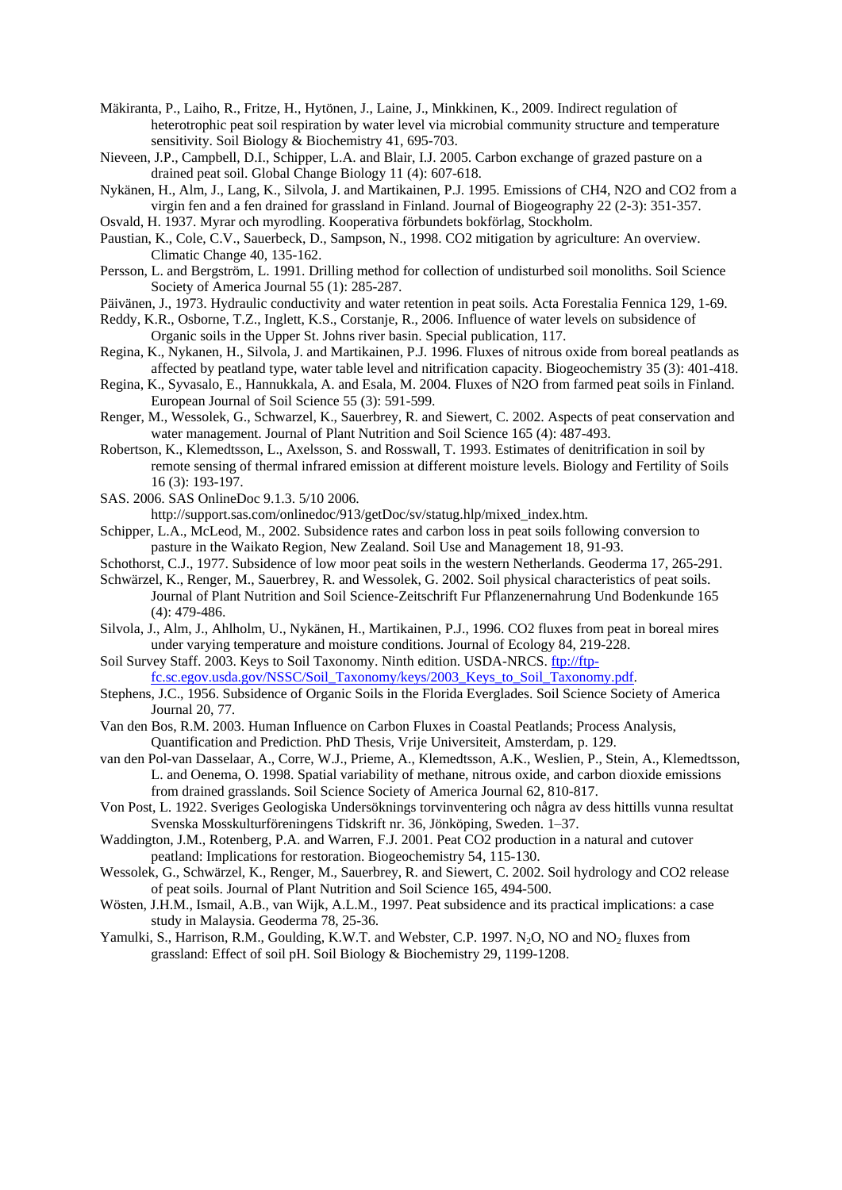Mäkiranta, P., Laiho, R., Fritze, H., Hytönen, J., Laine, J., Minkkinen, K., 2009. Indirect regulation of heterotrophic peat soil respiration by water level via microbial community structure and temperature sensitivity. Soil Biology & Biochemistry 41, 695-703.

Nieveen, J.P., Campbell, D.I., Schipper, L.A. and Blair, I.J. 2005. Carbon exchange of grazed pasture on a drained peat soil. Global Change Biology 11 (4): 607-618.

Nykänen, H., Alm, J., Lang, K., Silvola, J. and Martikainen, P.J. 1995. Emissions of CH4, N2O and CO2 from a virgin fen and a fen drained for grassland in Finland. Journal of Biogeography 22 (2-3): 351-357.

Osvald, H. 1937. Myrar och myrodling. Kooperativa förbundets bokförlag, Stockholm.

Paustian, K., Cole, C.V., Sauerbeck, D., Sampson, N., 1998. CO2 mitigation by agriculture: An overview. Climatic Change 40, 135-162.

Persson, L. and Bergström, L. 1991. Drilling method for collection of undisturbed soil monoliths. Soil Science Society of America Journal 55 (1): 285-287.

Päivänen, J., 1973. Hydraulic conductivity and water retention in peat soils. Acta Forestalia Fennica 129, 1-69.

Reddy, K.R., Osborne, T.Z., Inglett, K.S., Corstanje, R., 2006. Influence of water levels on subsidence of Organic soils in the Upper St. Johns river basin. Special publication, 117.

Regina, K., Nykanen, H., Silvola, J. and Martikainen, P.J. 1996. Fluxes of nitrous oxide from boreal peatlands as affected by peatland type, water table level and nitrification capacity. Biogeochemistry 35 (3): 401-418.

Regina, K., Syvasalo, E., Hannukkala, A. and Esala, M. 2004. Fluxes of N2O from farmed peat soils in Finland. European Journal of Soil Science 55 (3): 591-599.

Renger, M., Wessolek, G., Schwarzel, K., Sauerbrey, R. and Siewert, C. 2002. Aspects of peat conservation and water management. Journal of Plant Nutrition and Soil Science 165 (4): 487-493.

Robertson, K., Klemedtsson, L., Axelsson, S. and Rosswall, T. 1993. Estimates of denitrification in soil by remote sensing of thermal infrared emission at different moisture levels. Biology and Fertility of Soils 16 (3): 193-197.

SAS. 2006. SAS OnlineDoc 9.1.3. 5/10 2006. http://support.sas.com/onlinedoc/913/getDoc/sv/statug.hlp/mixed_index.htm.

Schipper, L.A., McLeod, M., 2002. Subsidence rates and carbon loss in peat soils following conversion to pasture in the Waikato Region, New Zealand. Soil Use and Management 18, 91-93.

Schothorst, C.J., 1977. Subsidence of low moor peat soils in the western Netherlands. Geoderma 17, 265-291.

Schwärzel, K., Renger, M., Sauerbrey, R. and Wessolek, G. 2002. Soil physical characteristics of peat soils. Journal of Plant Nutrition and Soil Science-Zeitschrift Fur Pflanzenernahrung Und Bodenkunde 165 (4): 479-486.

Silvola, J., Alm, J., Ahlholm, U., Nykänen, H., Martikainen, P.J., 1996. CO2 fluxes from peat in boreal mires under varying temperature and moisture conditions. Journal of Ecology 84, 219-228.

Soil Survey Staff. 2003. Keys to Soil Taxonomy. Ninth edition. USDA-NRCS. ftp://ftp-fc.sc.egov.usda.gov/NSSC/Soil_Taxonomy/keys/2003_Keys_to_Soil_Taxonomy.pdf.

Stephens, J.C., 1956. Subsidence of Organic Soils in the Florida Everglades. Soil Science Society of America Journal 20, 77.

Van den Bos, R.M. 2003. Human Influence on Carbon Fluxes in Coastal Peatlands; Process Analysis, Quantification and Prediction. PhD Thesis, Vrije Universiteit, Amsterdam, p. 129.

van den Pol-van Dasselaar, A., Corre, W.J., Prieme, A., Klemedtsson, A.K., Weslien, P., Stein, A., Klemedtsson, L. and Oenema, O. 1998. Spatial variability of methane, nitrous oxide, and carbon dioxide emissions from drained grasslands. Soil Science Society of America Journal 62, 810-817.

Von Post, L. 1922. Sveriges Geologiska Undersöknings torvinventering och några av dess hittills vunna resultat Svenska Mosskulturföreningens Tidskrift nr. 36, Jönköping, Sweden. 1–37.

Waddington, J.M., Rotenberg, P.A. and Warren, F.J. 2001. Peat CO2 production in a natural and cutover peatland: Implications for restoration. Biogeochemistry 54, 115-130.

Wessolek, G., Schwärzel, K., Renger, M., Sauerbrey, R. and Siewert, C. 2002. Soil hydrology and CO2 release of peat soils. Journal of Plant Nutrition and Soil Science 165, 494-500.

Wösten, J.H.M., Ismail, A.B., van Wijk, A.L.M., 1997. Peat subsidence and its practical implications: a case study in Malaysia. Geoderma 78, 25-36.

Yamulki, S., Harrison, R.M., Goulding, K.W.T. and Webster, C.P. 1997. $N_2O$, NO and $NO_2$ fluxes from grassland: Effect of soil pH. Soil Biology & Biochemistry 29, 1199-1208.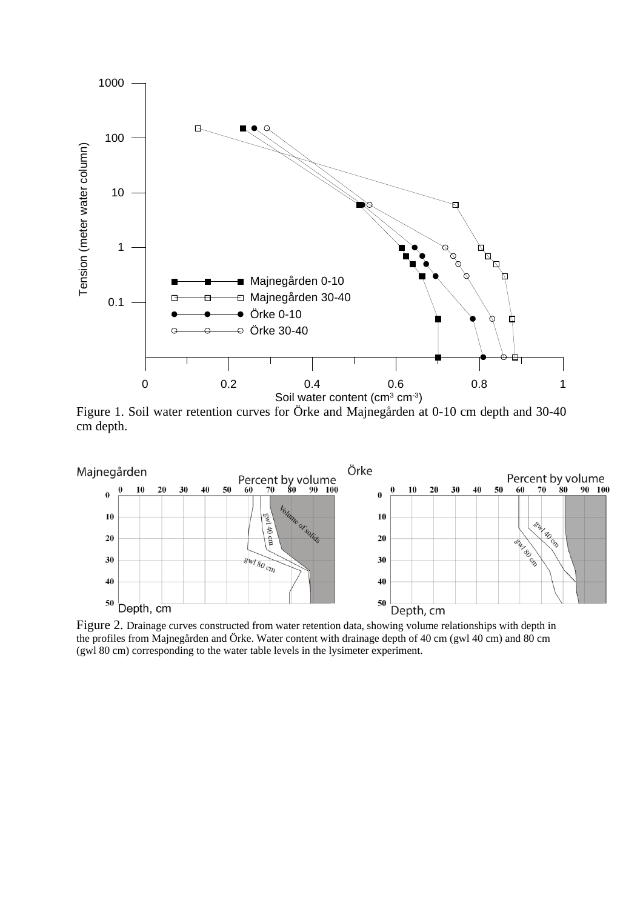Figure 1. Soil water retention curves for Örke and Majnegården at 0-10 cm depth and 30-40 cm depth.

Figure 2. Drainage curves constructed from water retention data, showing volume relationships with depth in the profiles from Majnegården and Örke. Water content with drainage depth of 40 cm (gwl 40 cm) and 80 cm (gwl 80 cm) corresponding to the water table levels in the lysimeter experiment.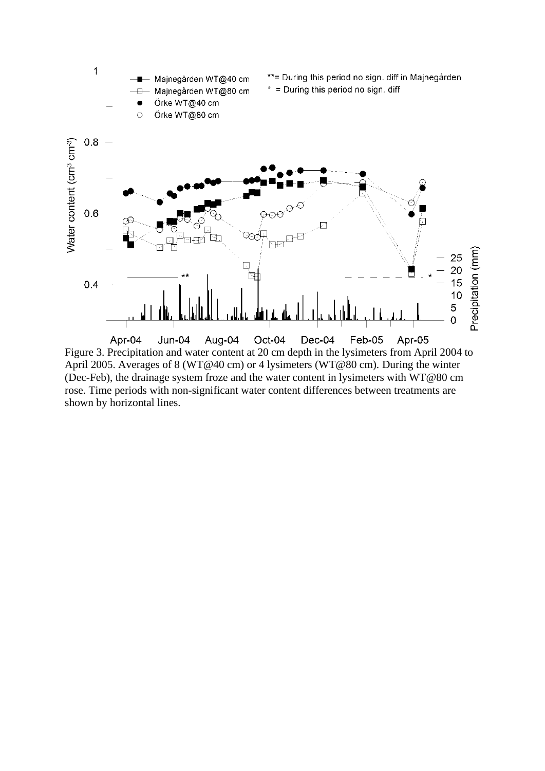Figure 3. Precipitation and water content at 20 cm depth in the lysimeters from April 2004 to April 2005. Averages of 8 (WT@40 cm) or 4 lysimeters (WT@80 cm). During the winter (Dec-Feb), the drainage system froze and the water content in lysimeters with WT@80 cm rose. Time periods with non-significant water content differences between treatments are shown by horizontal lines.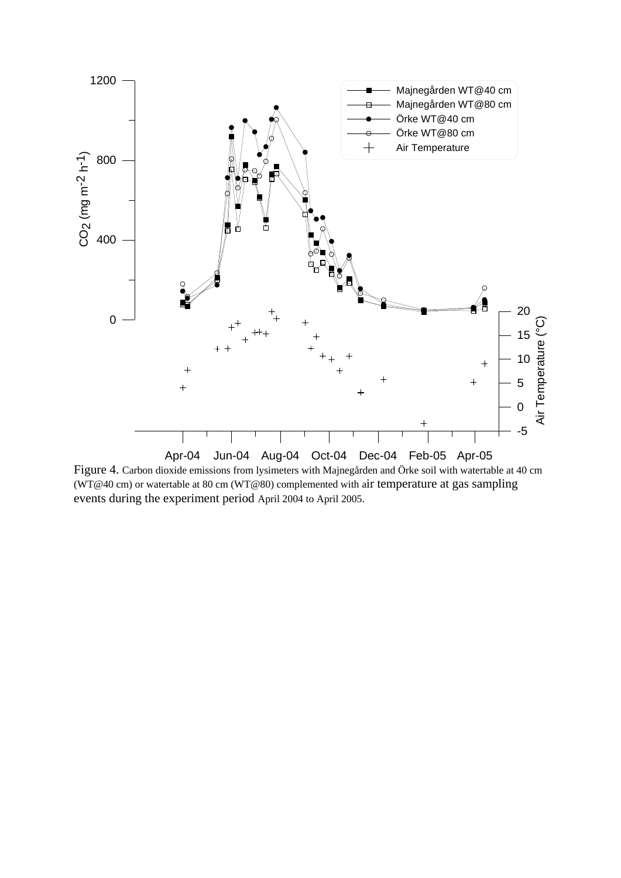Figure 4. Carbon dioxide emissions from lysimeters with Majnegården and Örke soil with watertable at 40 cm (WT@40 cm) or watertable at 80 cm (WT@80) complemented with air temperature at gas sampling events during the experiment period April 2004 to April 2005.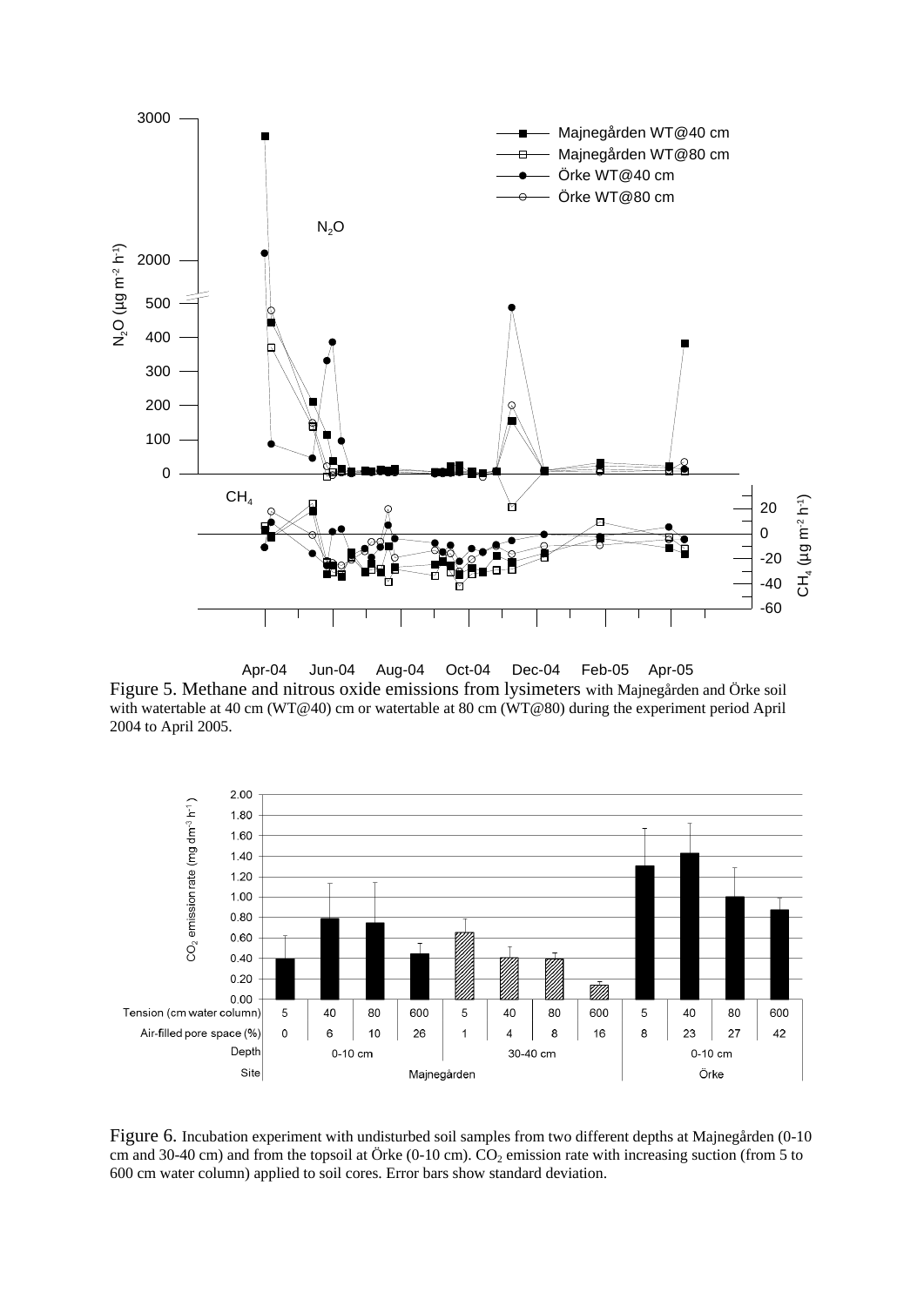Figure 5. Methane and nitrous oxide emissions from lysimeters with Majnegården and Örke soil with watertable at 40 cm (WT@40) cm or watertable at 80 cm (WT@80) during the experiment period April 2004 to April 2005.

Figure 6. Incubation experiment with undisturbed soil samples from two different depths at Majnegården (0-10 cm and 30-40 cm) and from the topsoil at Örke (0-10 cm). $CO_2$ emission rate with increasing suction (from 5 to 600 cm water column) applied to soil cores. Error bars show standard deviation.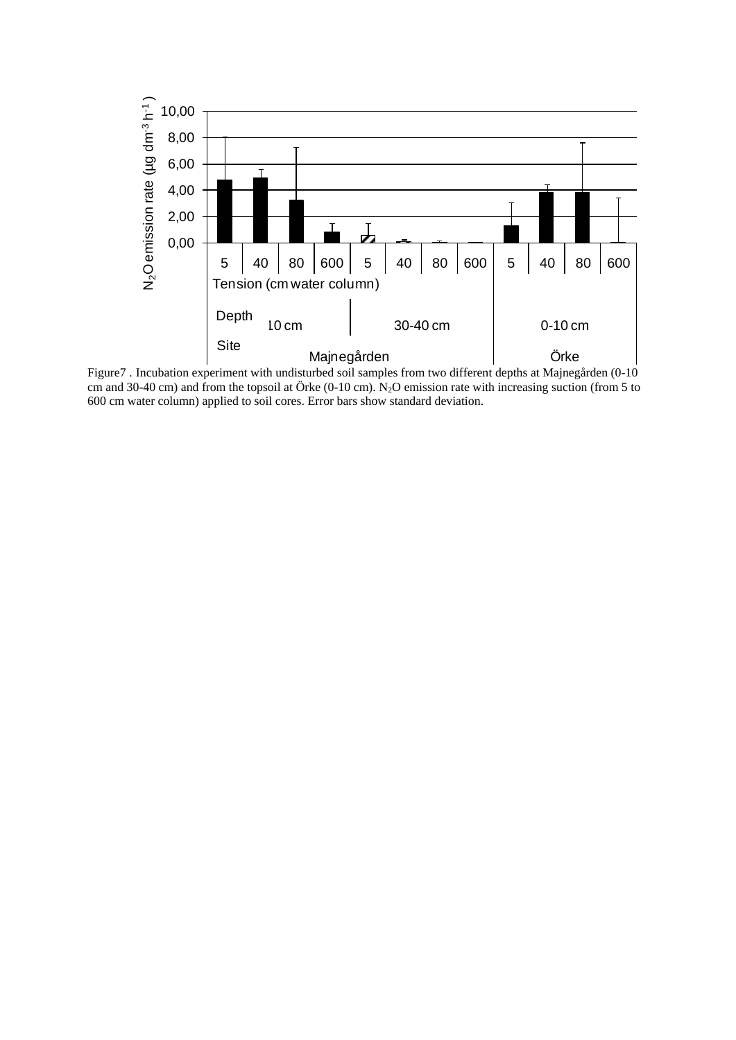N$_2$O emission rate (µg dm$^{-3}$ h$^{-1}$)

10,00
8,00
6,00
4,00
2,00
0,00

5 40 80 600 5 40 80 600 5 40 80 600

Tension (cm water column)

Depth 0-10 cm 30-40 cm 0-10 cm

Site Majnegården Örke

Figure7 . Incubation experiment with undisturbed soil samples from two different depths at Majnegården (0-10 cm and 30-40 cm) and from the topsoil at Örke (0-10 cm). N$_2$O emission rate with increasing suction (from 5 to 600 cm water column) applied to soil cores. Error bars show standard deviation.